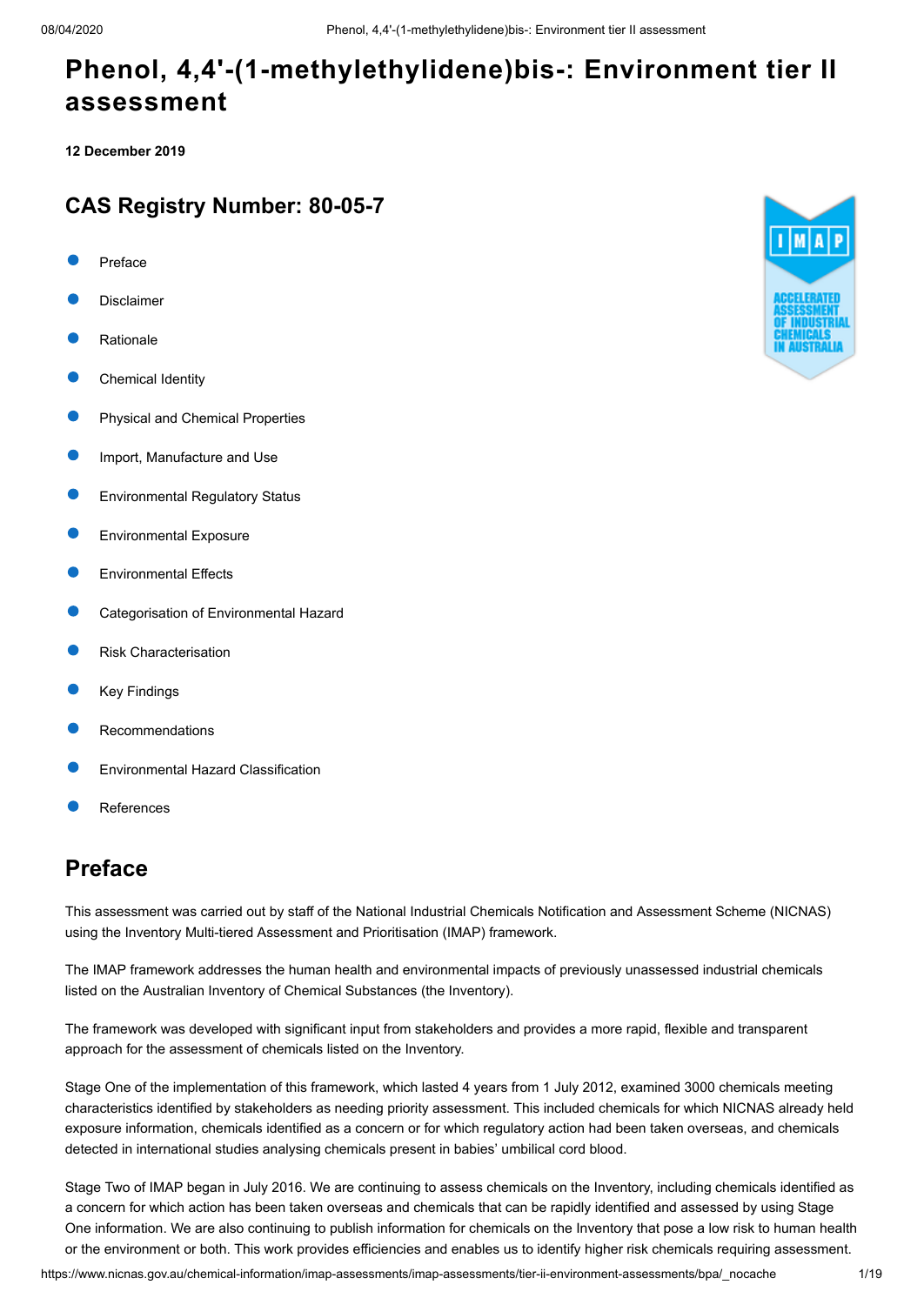# Phenol, 4,4'-(1-methylethylidene)bis-: Environment tier II assessment

**12 December 2019**

## CAS Registry Number: 80-05-7

- Preface
- Disclaimer
- Rationale
- Chemical Identity
- Physical and Chemical Properties
- Import, Manufacture and Use
- Environmental Regulatory Status
- Environmental Exposure
- Environmental Effects
- Categorisation of Environmental Hazard
- Risk Characterisation
- Key Findings
- Recommendations
- Environmental Hazard Classification
- References

## Preface

This assessment was carried out by staff of the National Industrial Chemicals Notification and Assessment Scheme (NICNAS) using the Inventory Multi-tiered Assessment and Prioritisation (IMAP) framework.

The IMAP framework addresses the human health and environmental impacts of previously unassessed industrial chemicals listed on the Australian Inventory of Chemical Substances (the Inventory).

The framework was developed with significant input from stakeholders and provides a more rapid, flexible and transparent approach for the assessment of chemicals listed on the Inventory.

Stage One of the implementation of this framework, which lasted 4 years from 1 July 2012, examined 3000 chemicals meeting characteristics identified by stakeholders as needing priority assessment. This included chemicals for which NICNAS already held exposure information, chemicals identified as a concern or for which regulatory action had been taken overseas, and chemicals detected in international studies analysing chemicals present in babies' umbilical cord blood.

Stage Two of IMAP began in July 2016. We are continuing to assess chemicals on the Inventory, including chemicals identified as a concern for which action has been taken overseas and chemicals that can be rapidly identified and assessed by using Stage One information. We are also continuing to publish information for chemicals on the Inventory that pose a low risk to human health or the environment or both. This work provides efficiencies and enables us to identify higher risk chemicals requiring assessment.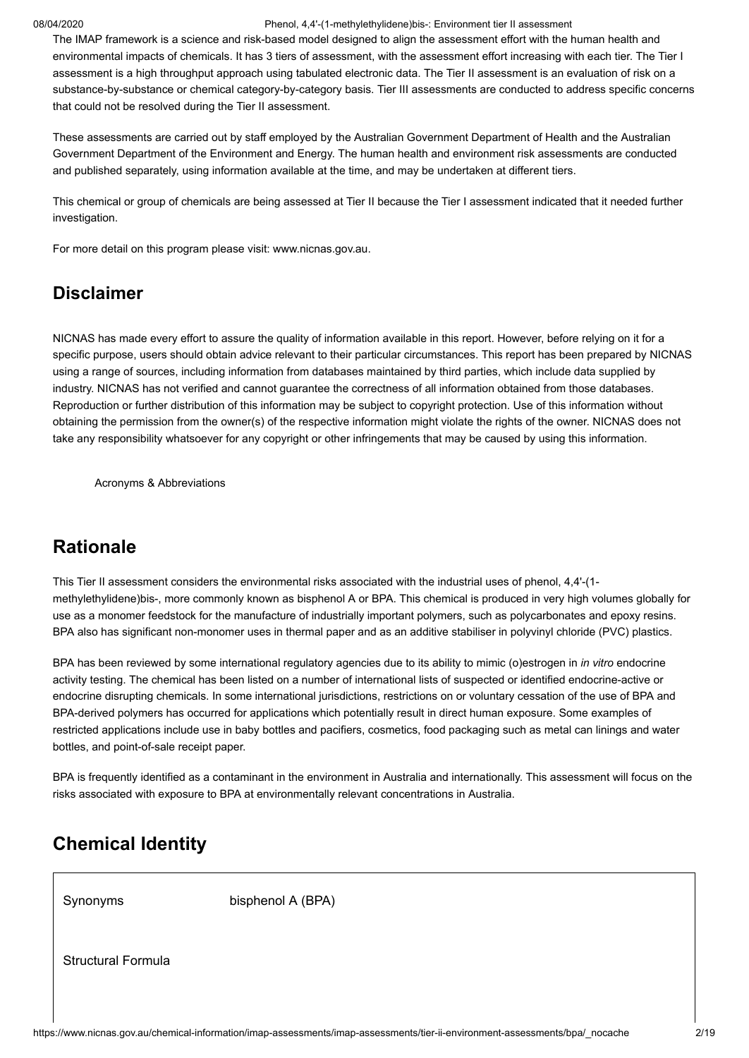The IMAP framework is a science and risk-based model designed to align the assessment effort with the human health and environmental impacts of chemicals. It has 3 tiers of assessment, with the assessment effort increasing with each tier. The Tier I assessment is a high throughput approach using tabulated electronic data. The Tier II assessment is an evaluation of risk on a substance-by-substance or chemical category-by-category basis. Tier III assessments are conducted to address specific concerns that could not be resolved during the Tier II assessment.

These assessments are carried out by staff employed by the Australian Government Department of Health and the Australian Government Department of the Environment and Energy. The human health and environment risk assessments are conducted and published separately, using information available at the time, and may be undertaken at different tiers.

This chemical or group of chemicals are being assessed at Tier II because the Tier I assessment indicated that it needed further investigation.

For more detail on this program please visit: www.nicnas.gov.au.

## Disclaimer

NICNAS has made every effort to assure the quality of information available in this report. However, before relying on it for a specific purpose, users should obtain advice relevant to their particular circumstances. This report has been prepared by NICNAS using a range of sources, including information from databases maintained by third parties, which include data supplied by industry. NICNAS has not verified and cannot guarantee the correctness of all information obtained from those databases. Reproduction or further distribution of this information may be subject to copyright protection. Use of this information without obtaining the permission from the owner(s) of the respective information might violate the rights of the owner. NICNAS does not take any responsibility whatsoever for any copyright or other infringements that may be caused by using this information.

Acronyms & Abbreviations

## Rationale

This Tier II assessment considers the environmental risks associated with the industrial uses of phenol, 4,4'-(1-methylethylidene)bis-, more commonly known as bisphenol A or BPA. This chemical is produced in very high volumes globally for use as a monomer feedstock for the manufacture of industrially important polymers, such as polycarbonates and epoxy resins. BPA also has significant non-monomer uses in thermal paper and as an additive stabiliser in polyvinyl chloride (PVC) plastics.

BPA has been reviewed by some international regulatory agencies due to its ability to mimic (o)estrogen in *in vitro* endocrine activity testing. The chemical has been listed on a number of international lists of suspected or identified endocrine-active or endocrine disrupting chemicals. In some international jurisdictions, restrictions on or voluntary cessation of the use of BPA and BPA-derived polymers has occurred for applications which potentially result in direct human exposure. Some examples of restricted applications include use in baby bottles and pacifiers, cosmetics, food packaging such as metal can linings and water bottles, and point-of-sale receipt paper.

BPA is frequently identified as a contaminant in the environment in Australia and internationally. This assessment will focus on the risks associated with exposure to BPA at environmentally relevant concentrations in Australia.

## Chemical Identity

| | |
|---|---|
| Synonyms | bisphenol A (BPA) |
| Structural Formula | |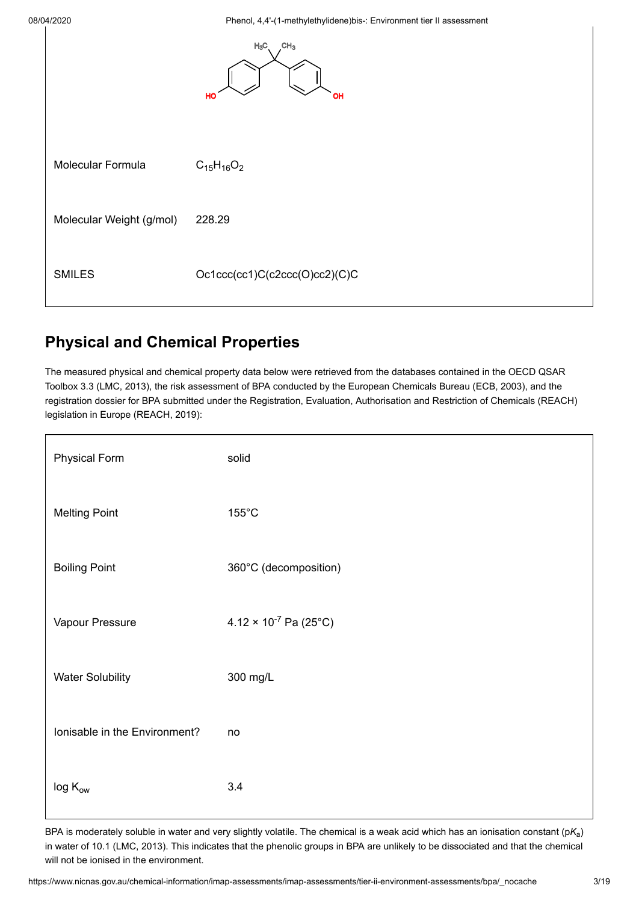| | |
|---|---|
| Molecular Formula | $C_{15}H_{16}O_2$ |
| Molecular Weight (g/mol) | 228.29 |
| SMILES | Oc1ccc(cc1)C(c2ccc(O)cc2)(C)C |

## Physical and Chemical Properties

The measured physical and chemical property data below were retrieved from the databases contained in the OECD QSAR Toolbox 3.3 (LMC, 2013), the risk assessment of BPA conducted by the European Chemicals Bureau (ECB, 2003), and the registration dossier for BPA submitted under the Registration, Evaluation, Authorisation and Restriction of Chemicals (REACH) legislation in Europe (REACH, 2019):

| | |
|---|---|
| Physical Form | solid |
| Melting Point | 155°C |
| Boiling Point | 360°C (decomposition) |
| Vapour Pressure | $4.12 \times 10^{-7}$ Pa (25°C) |
| Water Solubility | 300 mg/L |
| Ionisable in the Environment? | no |
| log $K_{ow}$ | 3.4 |

BPA is moderately soluble in water and very slightly volatile. The chemical is a weak acid which has an ionisation constant ($pK_a$) in water of 10.1 (LMC, 2013). This indicates that the phenolic groups in BPA are unlikely to be dissociated and that the chemical will not be ionised in the environment.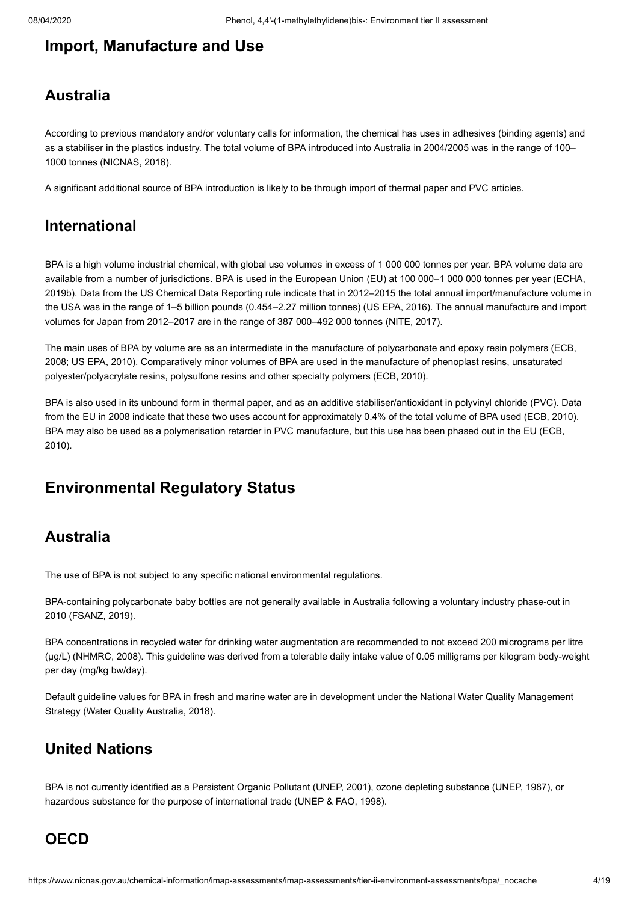## Import, Manufacture and Use

### Australia

According to previous mandatory and/or voluntary calls for information, the chemical has uses in adhesives (binding agents) and as a stabiliser in the plastics industry. The total volume of BPA introduced into Australia in 2004/2005 was in the range of 100–1000 tonnes (NICNAS, 2016).

A significant additional source of BPA introduction is likely to be through import of thermal paper and PVC articles.

### International

BPA is a high volume industrial chemical, with global use volumes in excess of 1 000 000 tonnes per year. BPA volume data are available from a number of jurisdictions. BPA is used in the European Union (EU) at 100 000–1 000 000 tonnes per year (ECHA, 2019b). Data from the US Chemical Data Reporting rule indicate that in 2012–2015 the total annual import/manufacture volume in the USA was in the range of 1–5 billion pounds (0.454–2.27 million tonnes) (US EPA, 2016). The annual manufacture and import volumes for Japan from 2012–2017 are in the range of 387 000–492 000 tonnes (NITE, 2017).

The main uses of BPA by volume are as an intermediate in the manufacture of polycarbonate and epoxy resin polymers (ECB, 2008; US EPA, 2010). Comparatively minor volumes of BPA are used in the manufacture of phenoplast resins, unsaturated polyester/polyacrylate resins, polysulfone resins and other specialty polymers (ECB, 2010).

BPA is also used in its unbound form in thermal paper, and as an additive stabiliser/antioxidant in polyvinyl chloride (PVC). Data from the EU in 2008 indicate that these two uses account for approximately 0.4% of the total volume of BPA used (ECB, 2010). BPA may also be used as a polymerisation retarder in PVC manufacture, but this use has been phased out in the EU (ECB, 2010).

## Environmental Regulatory Status

### Australia

The use of BPA is not subject to any specific national environmental regulations.

BPA-containing polycarbonate baby bottles are not generally available in Australia following a voluntary industry phase-out in 2010 (FSANZ, 2019).

BPA concentrations in recycled water for drinking water augmentation are recommended to not exceed 200 micrograms per litre (µg/L) (NHMRC, 2008). This guideline was derived from a tolerable daily intake value of 0.05 milligrams per kilogram body-weight per day (mg/kg bw/day).

Default guideline values for BPA in fresh and marine water are in development under the National Water Quality Management Strategy (Water Quality Australia, 2018).

### United Nations

BPA is not currently identified as a Persistent Organic Pollutant (UNEP, 2001), ozone depleting substance (UNEP, 1987), or hazardous substance for the purpose of international trade (UNEP & FAO, 1998).

### OECD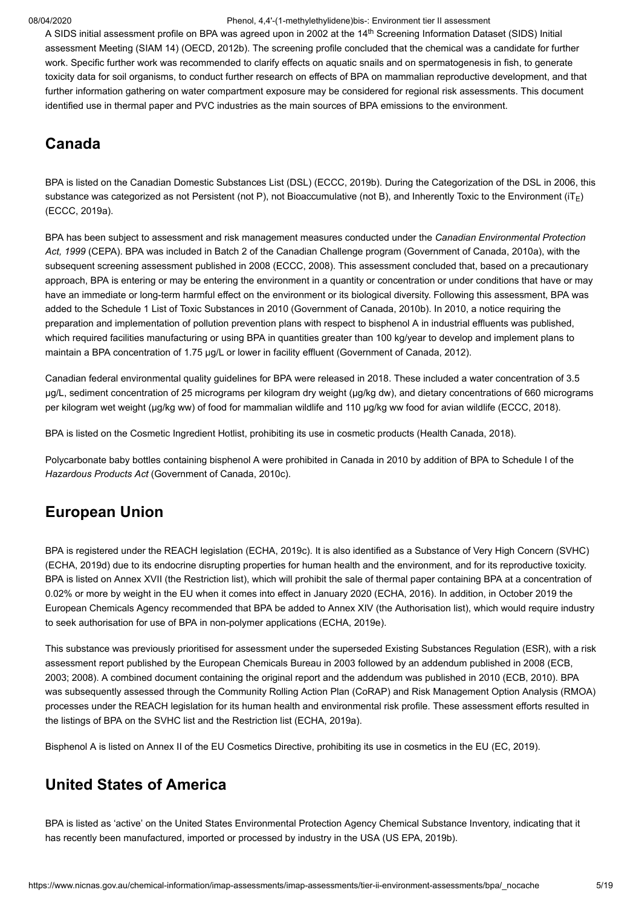A SIDS initial assessment profile on BPA was agreed upon in 2002 at the $14^{th}$ Screening Information Dataset (SIDS) Initial assessment Meeting (SIAM 14) (OECD, 2012b). The screening profile concluded that the chemical was a candidate for further work. Specific further work was recommended to clarify effects on aquatic snails and on spermatogenesis in fish, to generate toxicity data for soil organisms, to conduct further research on effects of BPA on mammalian reproductive development, and that further information gathering on water compartment exposure may be considered for regional risk assessments. This document identified use in thermal paper and PVC industries as the main sources of BPA emissions to the environment.

## Canada

BPA is listed on the Canadian Domestic Substances List (DSL) (ECCC, 2019b). During the Categorization of the DSL in 2006, this substance was categorized as not Persistent (not P), not Bioaccumulative (not B), and Inherently Toxic to the Environment ($iT_E$) (ECCC, 2019a).

BPA has been subject to assessment and risk management measures conducted under the *Canadian Environmental Protection Act, 1999* (CEPA). BPA was included in Batch 2 of the Canadian Challenge program (Government of Canada, 2010a), with the subsequent screening assessment published in 2008 (ECCC, 2008). This assessment concluded that, based on a precautionary approach, BPA is entering or may be entering the environment in a quantity or concentration or under conditions that have or may have an immediate or long-term harmful effect on the environment or its biological diversity. Following this assessment, BPA was added to the Schedule 1 List of Toxic Substances in 2010 (Government of Canada, 2010b). In 2010, a notice requiring the preparation and implementation of pollution prevention plans with respect to bisphenol A in industrial effluents was published, which required facilities manufacturing or using BPA in quantities greater than 100 kg/year to develop and implement plans to maintain a BPA concentration of 1.75 µg/L or lower in facility effluent (Government of Canada, 2012).

Canadian federal environmental quality guidelines for BPA were released in 2018. These included a water concentration of 3.5 µg/L, sediment concentration of 25 micrograms per kilogram dry weight (µg/kg dw), and dietary concentrations of 660 micrograms per kilogram wet weight (µg/kg ww) of food for mammalian wildlife and 110 µg/kg ww food for avian wildlife (ECCC, 2018).

BPA is listed on the Cosmetic Ingredient Hotlist, prohibiting its use in cosmetic products (Health Canada, 2018).

Polycarbonate baby bottles containing bisphenol A were prohibited in Canada in 2010 by addition of BPA to Schedule I of the *Hazardous Products Act* (Government of Canada, 2010c).

## European Union

BPA is registered under the REACH legislation (ECHA, 2019c). It is also identified as a Substance of Very High Concern (SVHC) (ECHA, 2019d) due to its endocrine disrupting properties for human health and the environment, and for its reproductive toxicity. BPA is listed on Annex XVII (the Restriction list), which will prohibit the sale of thermal paper containing BPA at a concentration of 0.02% or more by weight in the EU when it comes into effect in January 2020 (ECHA, 2016). In addition, in October 2019 the European Chemicals Agency recommended that BPA be added to Annex XIV (the Authorisation list), which would require industry to seek authorisation for use of BPA in non-polymer applications (ECHA, 2019e).

This substance was previously prioritised for assessment under the superseded Existing Substances Regulation (ESR), with a risk assessment report published by the European Chemicals Bureau in 2003 followed by an addendum published in 2008 (ECB, 2003; 2008). A combined document containing the original report and the addendum was published in 2010 (ECB, 2010). BPA was subsequently assessed through the Community Rolling Action Plan (CoRAP) and Risk Management Option Analysis (RMOA) processes under the REACH legislation for its human health and environmental risk profile. These assessment efforts resulted in the listings of BPA on the SVHC list and the Restriction list (ECHA, 2019a).

Bisphenol A is listed on Annex II of the EU Cosmetics Directive, prohibiting its use in cosmetics in the EU (EC, 2019).

## United States of America

BPA is listed as 'active' on the United States Environmental Protection Agency Chemical Substance Inventory, indicating that it has recently been manufactured, imported or processed by industry in the USA (US EPA, 2019b).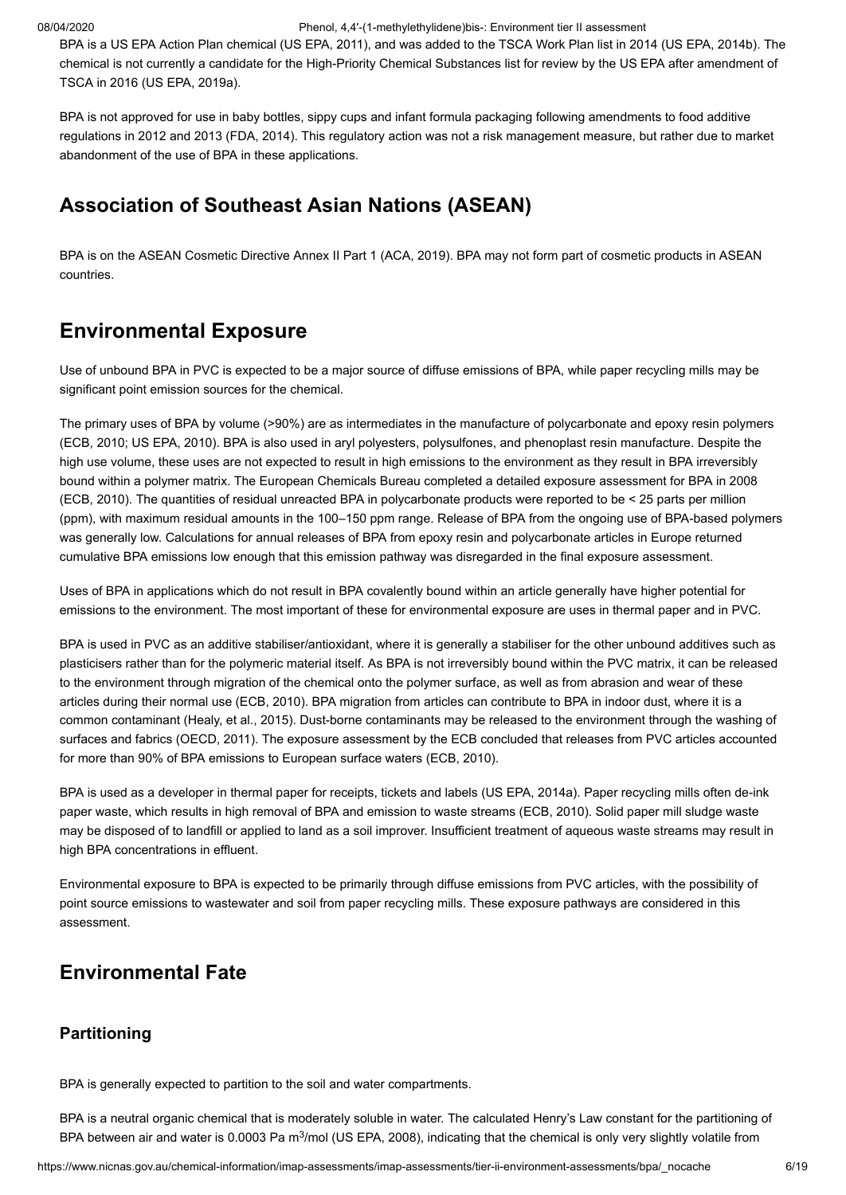BPA is a US EPA Action Plan chemical (US EPA, 2011), and was added to the TSCA Work Plan list in 2014 (US EPA, 2014b). The chemical is not currently a candidate for the High-Priority Chemical Substances list for review by the US EPA after amendment of TSCA in 2016 (US EPA, 2019a).

BPA is not approved for use in baby bottles, sippy cups and infant formula packaging following amendments to food additive regulations in 2012 and 2013 (FDA, 2014). This regulatory action was not a risk management measure, but rather due to market abandonment of the use of BPA in these applications.

## Association of Southeast Asian Nations (ASEAN)

BPA is on the ASEAN Cosmetic Directive Annex II Part 1 (ACA, 2019). BPA may not form part of cosmetic products in ASEAN countries.

## Environmental Exposure

Use of unbound BPA in PVC is expected to be a major source of diffuse emissions of BPA, while paper recycling mills may be significant point emission sources for the chemical.

The primary uses of BPA by volume (>90%) are as intermediates in the manufacture of polycarbonate and epoxy resin polymers (ECB, 2010; US EPA, 2010). BPA is also used in aryl polyesters, polysulfones, and phenoplast resin manufacture. Despite the high use volume, these uses are not expected to result in high emissions to the environment as they result in BPA irreversibly bound within a polymer matrix. The European Chemicals Bureau completed a detailed exposure assessment for BPA in 2008 (ECB, 2010). The quantities of residual unreacted BPA in polycarbonate products were reported to be < 25 parts per million (ppm), with maximum residual amounts in the 100–150 ppm range. Release of BPA from the ongoing use of BPA-based polymers was generally low. Calculations for annual releases of BPA from epoxy resin and polycarbonate articles in Europe returned cumulative BPA emissions low enough that this emission pathway was disregarded in the final exposure assessment.

Uses of BPA in applications which do not result in BPA covalently bound within an article generally have higher potential for emissions to the environment. The most important of these for environmental exposure are uses in thermal paper and in PVC.

BPA is used in PVC as an additive stabiliser/antioxidant, where it is generally a stabiliser for the other unbound additives such as plasticisers rather than for the polymeric material itself. As BPA is not irreversibly bound within the PVC matrix, it can be released to the environment through migration of the chemical onto the polymer surface, as well as from abrasion and wear of these articles during their normal use (ECB, 2010). BPA migration from articles can contribute to BPA in indoor dust, where it is a common contaminant (Healy, et al., 2015). Dust-borne contaminants may be released to the environment through the washing of surfaces and fabrics (OECD, 2011). The exposure assessment by the ECB concluded that releases from PVC articles accounted for more than 90% of BPA emissions to European surface waters (ECB, 2010).

BPA is used as a developer in thermal paper for receipts, tickets and labels (US EPA, 2014a). Paper recycling mills often de-ink paper waste, which results in high removal of BPA and emission to waste streams (ECB, 2010). Solid paper mill sludge waste may be disposed of to landfill or applied to land as a soil improver. Insufficient treatment of aqueous waste streams may result in high BPA concentrations in effluent.

Environmental exposure to BPA is expected to be primarily through diffuse emissions from PVC articles, with the possibility of point source emissions to wastewater and soil from paper recycling mills. These exposure pathways are considered in this assessment.

## Environmental Fate

### Partitioning

BPA is generally expected to partition to the soil and water compartments.

BPA is a neutral organic chemical that is moderately soluble in water. The calculated Henry's Law constant for the partitioning of BPA between air and water is 0.0003 Pa $m^3$/mol (US EPA, 2008), indicating that the chemical is only very slightly volatile from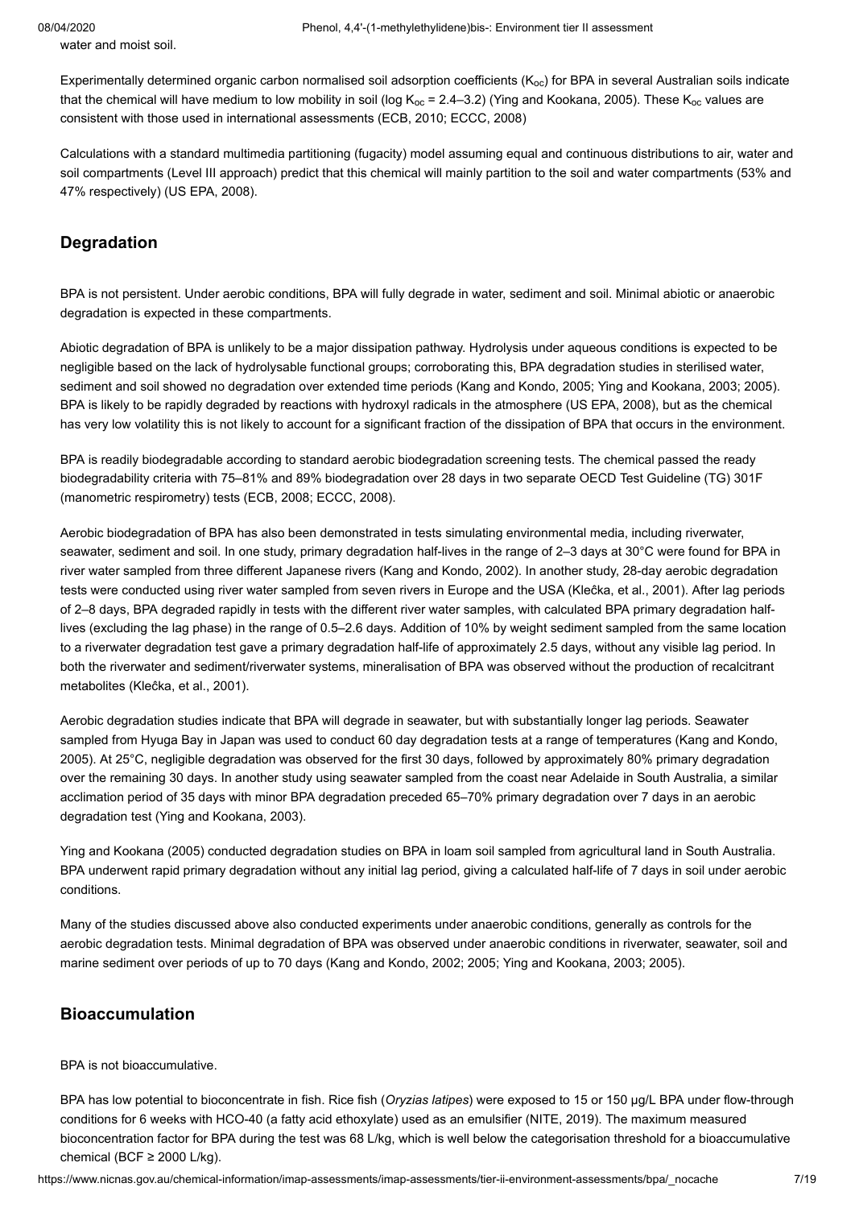water and moist soil.

Experimentally determined organic carbon normalised soil adsorption coefficients ($K_{oc}$) for BPA in several Australian soils indicate that the chemical will have medium to low mobility in soil (log $K_{oc}$ = 2.4–3.2) (Ying and Kookana, 2005). These $K_{oc}$ values are consistent with those used in international assessments (ECB, 2010; ECCC, 2008)

Calculations with a standard multimedia partitioning (fugacity) model assuming equal and continuous distributions to air, water and soil compartments (Level III approach) predict that this chemical will mainly partition to the soil and water compartments (53% and 47% respectively) (US EPA, 2008).

## Degradation

BPA is not persistent. Under aerobic conditions, BPA will fully degrade in water, sediment and soil. Minimal abiotic or anaerobic degradation is expected in these compartments.

Abiotic degradation of BPA is unlikely to be a major dissipation pathway. Hydrolysis under aqueous conditions is expected to be negligible based on the lack of hydrolysable functional groups; corroborating this, BPA degradation studies in sterilised water, sediment and soil showed no degradation over extended time periods (Kang and Kondo, 2005; Ying and Kookana, 2003; 2005). BPA is likely to be rapidly degraded by reactions with hydroxyl radicals in the atmosphere (US EPA, 2008), but as the chemical has very low volatility this is not likely to account for a significant fraction of the dissipation of BPA that occurs in the environment.

BPA is readily biodegradable according to standard aerobic biodegradation screening tests. The chemical passed the ready biodegradability criteria with 75–81% and 89% biodegradation over 28 days in two separate OECD Test Guideline (TG) 301F (manometric respirometry) tests (ECB, 2008; ECCC, 2008).

Aerobic biodegradation of BPA has also been demonstrated in tests simulating environmental media, including riverwater, seawater, sediment and soil. In one study, primary degradation half-lives in the range of 2–3 days at 30°C were found for BPA in river water sampled from three different Japanese rivers (Kang and Kondo, 2002). In another study, 28-day aerobic degradation tests were conducted using river water sampled from seven rivers in Europe and the USA (Klečka, et al., 2001). After lag periods of 2–8 days, BPA degraded rapidly in tests with the different river water samples, with calculated BPA primary degradation half-lives (excluding the lag phase) in the range of 0.5–2.6 days. Addition of 10% by weight sediment sampled from the same location to a riverwater degradation test gave a primary degradation half-life of approximately 2.5 days, without any visible lag period. In both the riverwater and sediment/riverwater systems, mineralisation of BPA was observed without the production of recalcitrant metabolites (Klečka, et al., 2001).

Aerobic degradation studies indicate that BPA will degrade in seawater, but with substantially longer lag periods. Seawater sampled from Hyuga Bay in Japan was used to conduct 60 day degradation tests at a range of temperatures (Kang and Kondo, 2005). At 25°C, negligible degradation was observed for the first 30 days, followed by approximately 80% primary degradation over the remaining 30 days. In another study using seawater sampled from the coast near Adelaide in South Australia, a similar acclimation period of 35 days with minor BPA degradation preceded 65–70% primary degradation over 7 days in an aerobic degradation test (Ying and Kookana, 2003).

Ying and Kookana (2005) conducted degradation studies on BPA in loam soil sampled from agricultural land in South Australia. BPA underwent rapid primary degradation without any initial lag period, giving a calculated half-life of 7 days in soil under aerobic conditions.

Many of the studies discussed above also conducted experiments under anaerobic conditions, generally as controls for the aerobic degradation tests. Minimal degradation of BPA was observed under anaerobic conditions in riverwater, seawater, soil and marine sediment over periods of up to 70 days (Kang and Kondo, 2002; 2005; Ying and Kookana, 2003; 2005).

## Bioaccumulation

BPA is not bioaccumulative.

BPA has low potential to bioconcentrate in fish. Rice fish (*Oryzias latipes*) were exposed to 15 or 150 µg/L BPA under flow-through conditions for 6 weeks with HCO-40 (a fatty acid ethoxylate) used as an emulsifier (NITE, 2019). The maximum measured bioconcentration factor for BPA during the test was 68 L/kg, which is well below the categorisation threshold for a bioaccumulative chemical (BCF ≥ 2000 L/kg).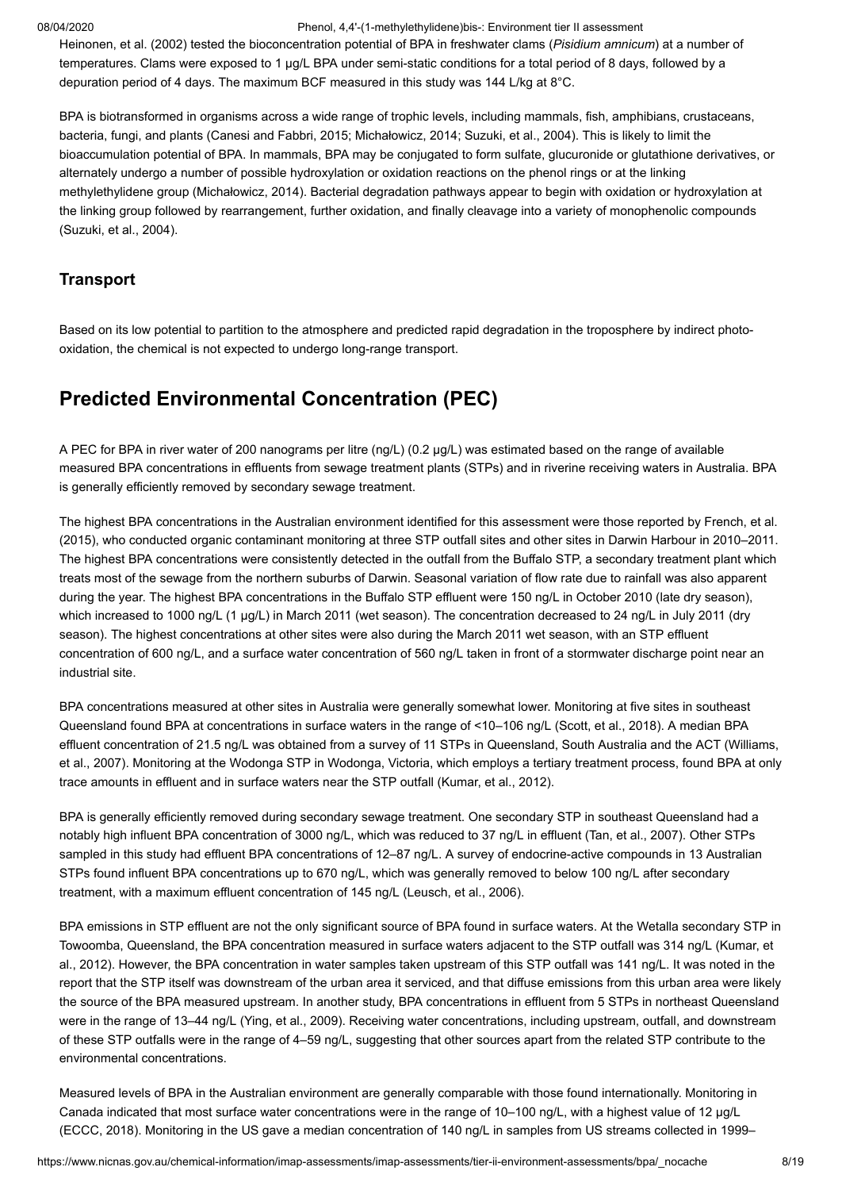Heinonen, et al. (2002) tested the bioconcentration potential of BPA in freshwater clams (*Pisidium amnicum*) at a number of temperatures. Clams were exposed to 1 µg/L BPA under semi-static conditions for a total period of 8 days, followed by a depuration period of 4 days. The maximum BCF measured in this study was 144 L/kg at 8°C.

BPA is biotransformed in organisms across a wide range of trophic levels, including mammals, fish, amphibians, crustaceans, bacteria, fungi, and plants (Canesi and Fabbri, 2015; Michałowicz, 2014; Suzuki, et al., 2004). This is likely to limit the bioaccumulation potential of BPA. In mammals, BPA may be conjugated to form sulfate, glucuronide or glutathione derivatives, or alternately undergo a number of possible hydroxylation or oxidation reactions on the phenol rings or at the linking methylethylidene group (Michałowicz, 2014). Bacterial degradation pathways appear to begin with oxidation or hydroxylation at the linking group followed by rearrangement, further oxidation, and finally cleavage into a variety of monophenolic compounds (Suzuki, et al., 2004).

### Transport

Based on its low potential to partition to the atmosphere and predicted rapid degradation in the troposphere by indirect photo-oxidation, the chemical is not expected to undergo long-range transport.

## Predicted Environmental Concentration (PEC)

A PEC for BPA in river water of 200 nanograms per litre (ng/L) (0.2 µg/L) was estimated based on the range of available measured BPA concentrations in effluents from sewage treatment plants (STPs) and in riverine receiving waters in Australia. BPA is generally efficiently removed by secondary sewage treatment.

The highest BPA concentrations in the Australian environment identified for this assessment were those reported by French, et al. (2015), who conducted organic contaminant monitoring at three STP outfall sites and other sites in Darwin Harbour in 2010–2011. The highest BPA concentrations were consistently detected in the outfall from the Buffalo STP, a secondary treatment plant which treats most of the sewage from the northern suburbs of Darwin. Seasonal variation of flow rate due to rainfall was also apparent during the year. The highest BPA concentrations in the Buffalo STP effluent were 150 ng/L in October 2010 (late dry season), which increased to 1000 ng/L (1 µg/L) in March 2011 (wet season). The concentration decreased to 24 ng/L in July 2011 (dry season). The highest concentrations at other sites were also during the March 2011 wet season, with an STP effluent concentration of 600 ng/L, and a surface water concentration of 560 ng/L taken in front of a stormwater discharge point near an industrial site.

BPA concentrations measured at other sites in Australia were generally somewhat lower. Monitoring at five sites in southeast Queensland found BPA at concentrations in surface waters in the range of <10–106 ng/L (Scott, et al., 2018). A median BPA effluent concentration of 21.5 ng/L was obtained from a survey of 11 STPs in Queensland, South Australia and the ACT (Williams, et al., 2007). Monitoring at the Wodonga STP in Wodonga, Victoria, which employs a tertiary treatment process, found BPA at only trace amounts in effluent and in surface waters near the STP outfall (Kumar, et al., 2012).

BPA is generally efficiently removed during secondary sewage treatment. One secondary STP in southeast Queensland had a notably high influent BPA concentration of 3000 ng/L, which was reduced to 37 ng/L in effluent (Tan, et al., 2007). Other STPs sampled in this study had effluent BPA concentrations of 12–87 ng/L. A survey of endocrine-active compounds in 13 Australian STPs found influent BPA concentrations up to 670 ng/L, which was generally removed to below 100 ng/L after secondary treatment, with a maximum effluent concentration of 145 ng/L (Leusch, et al., 2006).

BPA emissions in STP effluent are not the only significant source of BPA found in surface waters. At the Wetalla secondary STP in Towoomba, Queensland, the BPA concentration measured in surface waters adjacent to the STP outfall was 314 ng/L (Kumar, et al., 2012). However, the BPA concentration in water samples taken upstream of this STP outfall was 141 ng/L. It was noted in the report that the STP itself was downstream of the urban area it serviced, and that diffuse emissions from this urban area were likely the source of the BPA measured upstream. In another study, BPA concentrations in effluent from 5 STPs in northeast Queensland were in the range of 13–44 ng/L (Ying, et al., 2009). Receiving water concentrations, including upstream, outfall, and downstream of these STP outfalls were in the range of 4–59 ng/L, suggesting that other sources apart from the related STP contribute to the environmental concentrations.

Measured levels of BPA in the Australian environment are generally comparable with those found internationally. Monitoring in Canada indicated that most surface water concentrations were in the range of 10–100 ng/L, with a highest value of 12 µg/L (ECCC, 2018). Monitoring in the US gave a median concentration of 140 ng/L in samples from US streams collected in 1999–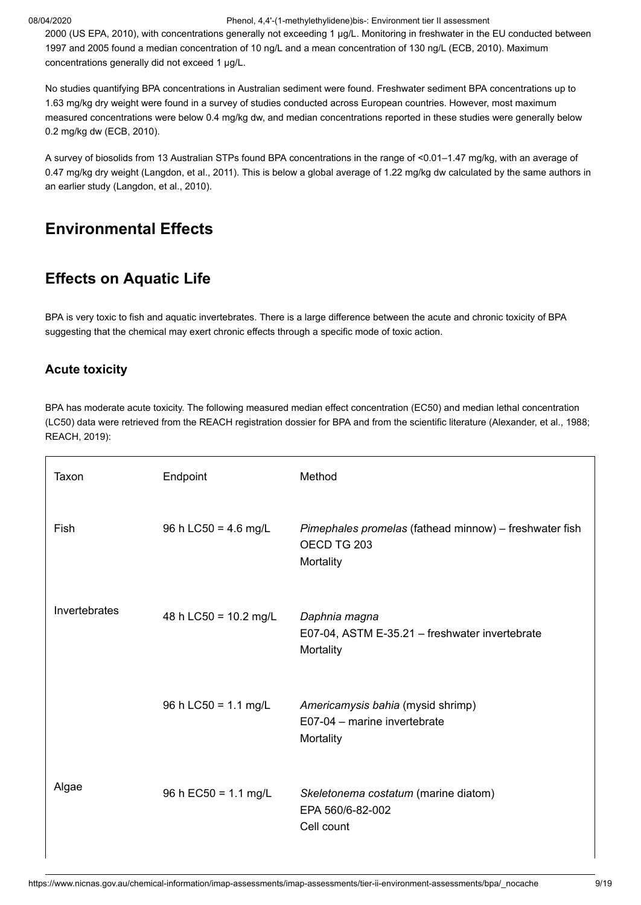2000 (US EPA, 2010), with concentrations generally not exceeding 1 µg/L. Monitoring in freshwater in the EU conducted between 1997 and 2005 found a median concentration of 10 ng/L and a mean concentration of 130 ng/L (ECB, 2010). Maximum concentrations generally did not exceed 1 µg/L.

No studies quantifying BPA concentrations in Australian sediment were found. Freshwater sediment BPA concentrations up to 1.63 mg/kg dry weight were found in a survey of studies conducted across European countries. However, most maximum measured concentrations were below 0.4 mg/kg dw, and median concentrations reported in these studies were generally below 0.2 mg/kg dw (ECB, 2010).

A survey of biosolids from 13 Australian STPs found BPA concentrations in the range of <0.01–1.47 mg/kg, with an average of 0.47 mg/kg dry weight (Langdon, et al., 2011). This is below a global average of 1.22 mg/kg dw calculated by the same authors in an earlier study (Langdon, et al., 2010).

## Environmental Effects

## Effects on Aquatic Life

BPA is very toxic to fish and aquatic invertebrates. There is a large difference between the acute and chronic toxicity of BPA suggesting that the chemical may exert chronic effects through a specific mode of toxic action.

### Acute toxicity

BPA has moderate acute toxicity. The following measured median effect concentration (EC50) and median lethal concentration (LC50) data were retrieved from the REACH registration dossier for BPA and from the scientific literature (Alexander, et al., 1988; REACH, 2019):

| Taxon | Endpoint | Method |
|---|---|---|
| Fish | 96 h LC50 = 4.6 mg/L | *Pimephales promelas* (fathead minnow) – freshwater fish<br>OECD TG 203<br>Mortality |
| Invertebrates | 48 h LC50 = 10.2 mg/L | *Daphnia magna*<br>E07-04, ASTM E-35.21 – freshwater invertebrate<br>Mortality |
| | 96 h LC50 = 1.1 mg/L | *Americamysis bahia* (mysid shrimp)<br>E07-04 – marine invertebrate<br>Mortality |
| Algae | 96 h EC50 = 1.1 mg/L | *Skeletonema costatum* (marine diatom)<br>EPA 560/6-82-002<br>Cell count |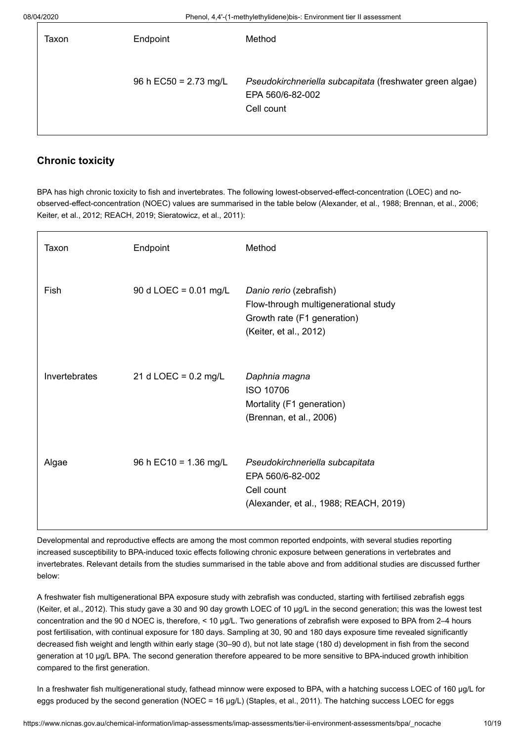| Taxon | Endpoint | Method |
| --- | --- | --- |
| | 96 h EC50 = 2.73 mg/L | *Pseudokirchneriella subcapitata* (freshwater green algae)<br>EPA 560/6-82-002<br>Cell count |

## Chronic toxicity

BPA has high chronic toxicity to fish and invertebrates. The following lowest-observed-effect-concentration (LOEC) and no-observed-effect-concentration (NOEC) values are summarised in the table below (Alexander, et al., 1988; Brennan, et al., 2006; Keiter, et al., 2012; REACH, 2019; Sieratowicz, et al., 2011):

| Taxon | Endpoint | Method |
| --- | --- | --- |
| Fish | 90 d LOEC = 0.01 mg/L | *Danio rerio* (zebrafish)<br>Flow-through multigenerational study<br>Growth rate (F1 generation)<br>(Keiter, et al., 2012) |
| Invertebrates | 21 d LOEC = 0.2 mg/L | *Daphnia magna*<br>ISO 10706<br>Mortality (F1 generation)<br>(Brennan, et al., 2006) |
| Algae | 96 h EC10 = 1.36 mg/L | *Pseudokirchneriella subcapitata*<br>EPA 560/6-82-002<br>Cell count<br>(Alexander, et al., 1988; REACH, 2019) |

Developmental and reproductive effects are among the most common reported endpoints, with several studies reporting increased susceptibility to BPA-induced toxic effects following chronic exposure between generations in vertebrates and invertebrates. Relevant details from the studies summarised in the table above and from additional studies are discussed further below:

A freshwater fish multigenerational BPA exposure study with zebrafish was conducted, starting with fertilised zebrafish eggs (Keiter, et al., 2012). This study gave a 30 and 90 day growth LOEC of 10 µg/L in the second generation; this was the lowest test concentration and the 90 d NOEC is, therefore, < 10 µg/L. Two generations of zebrafish were exposed to BPA from 2–4 hours post fertilisation, with continual exposure for 180 days. Sampling at 30, 90 and 180 days exposure time revealed significantly decreased fish weight and length within early stage (30–90 d), but not late stage (180 d) development in fish from the second generation at 10 µg/L BPA. The second generation therefore appeared to be more sensitive to BPA-induced growth inhibition compared to the first generation.

In a freshwater fish multigenerational study, fathead minnow were exposed to BPA, with a hatching success LOEC of 160 µg/L for eggs produced by the second generation (NOEC = 16 µg/L) (Staples, et al., 2011). The hatching success LOEC for eggs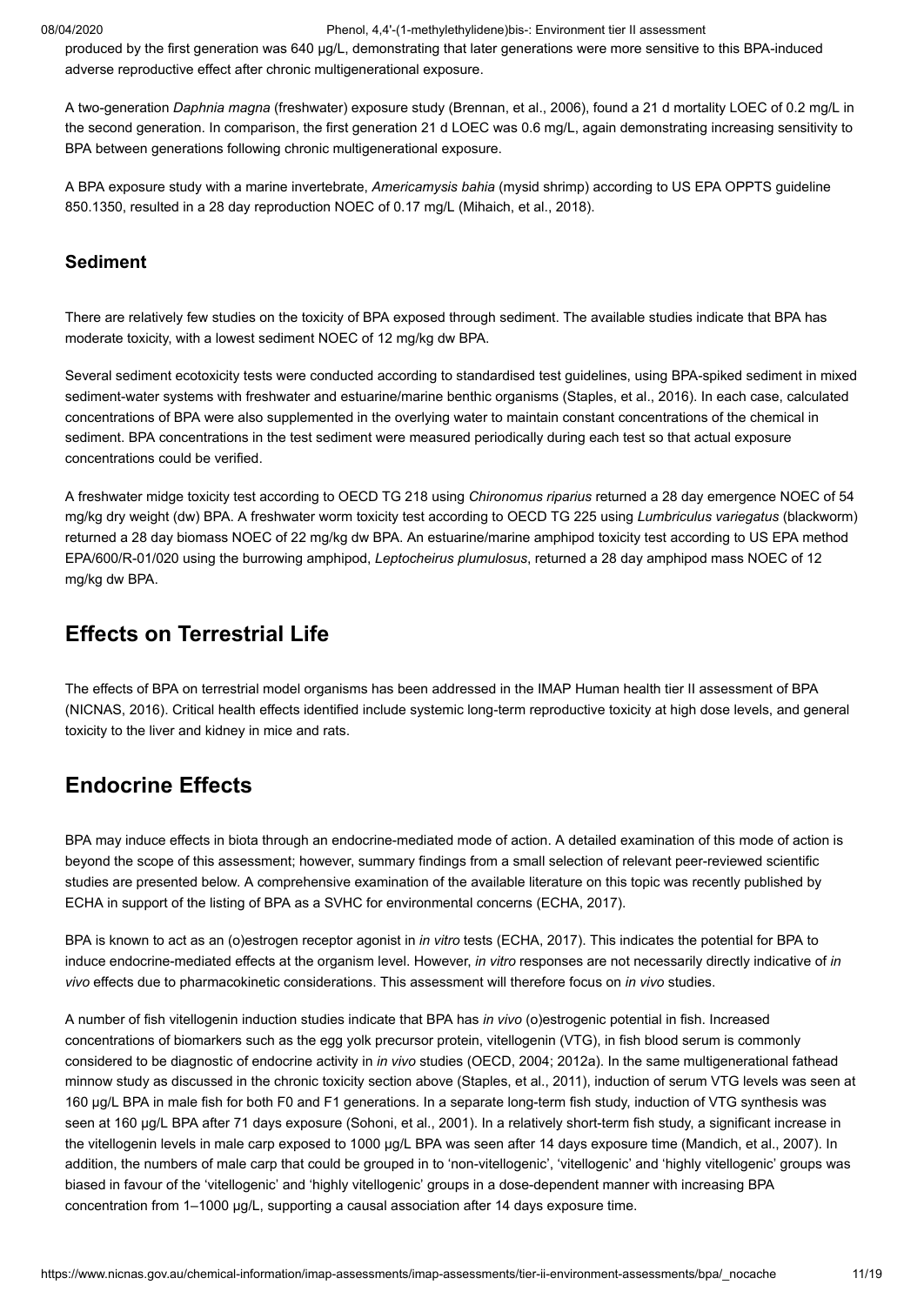produced by the first generation was 640 µg/L, demonstrating that later generations were more sensitive to this BPA-induced adverse reproductive effect after chronic multigenerational exposure.

A two-generation *Daphnia magna* (freshwater) exposure study (Brennan, et al., 2006), found a 21 d mortality LOEC of 0.2 mg/L in the second generation. In comparison, the first generation 21 d LOEC was 0.6 mg/L, again demonstrating increasing sensitivity to BPA between generations following chronic multigenerational exposure.

A BPA exposure study with a marine invertebrate, *Americamysis bahia* (mysid shrimp) according to US EPA OPPTS guideline 850.1350, resulted in a 28 day reproduction NOEC of 0.17 mg/L (Mihaich, et al., 2018).

### Sediment

There are relatively few studies on the toxicity of BPA exposed through sediment. The available studies indicate that BPA has moderate toxicity, with a lowest sediment NOEC of 12 mg/kg dw BPA.

Several sediment ecotoxicity tests were conducted according to standardised test guidelines, using BPA-spiked sediment in mixed sediment-water systems with freshwater and estuarine/marine benthic organisms (Staples, et al., 2016). In each case, calculated concentrations of BPA were also supplemented in the overlying water to maintain constant concentrations of the chemical in sediment. BPA concentrations in the test sediment were measured periodically during each test so that actual exposure concentrations could be verified.

A freshwater midge toxicity test according to OECD TG 218 using *Chironomus riparius* returned a 28 day emergence NOEC of 54 mg/kg dry weight (dw) BPA. A freshwater worm toxicity test according to OECD TG 225 using *Lumbriculus variegatus* (blackworm) returned a 28 day biomass NOEC of 22 mg/kg dw BPA. An estuarine/marine amphipod toxicity test according to US EPA method EPA/600/R-01/020 using the burrowing amphipod, *Leptocheirus plumulosus*, returned a 28 day amphipod mass NOEC of 12 mg/kg dw BPA.

## Effects on Terrestrial Life

The effects of BPA on terrestrial model organisms has been addressed in the IMAP Human health tier II assessment of BPA (NICNAS, 2016). Critical health effects identified include systemic long-term reproductive toxicity at high dose levels, and general toxicity to the liver and kidney in mice and rats.

## Endocrine Effects

BPA may induce effects in biota through an endocrine-mediated mode of action. A detailed examination of this mode of action is beyond the scope of this assessment; however, summary findings from a small selection of relevant peer-reviewed scientific studies are presented below. A comprehensive examination of the available literature on this topic was recently published by ECHA in support of the listing of BPA as a SVHC for environmental concerns (ECHA, 2017).

BPA is known to act as an (o)estrogen receptor agonist in *in vitro* tests (ECHA, 2017). This indicates the potential for BPA to induce endocrine-mediated effects at the organism level. However, *in vitro* responses are not necessarily directly indicative of *in vivo* effects due to pharmacokinetic considerations. This assessment will therefore focus on *in vivo* studies.

A number of fish vitellogenin induction studies indicate that BPA has *in vivo* (o)estrogenic potential in fish. Increased concentrations of biomarkers such as the egg yolk precursor protein, vitellogenin (VTG), in fish blood serum is commonly considered to be diagnostic of endocrine activity in *in vivo* studies (OECD, 2004; 2012a). In the same multigenerational fathead minnow study as discussed in the chronic toxicity section above (Staples, et al., 2011), induction of serum VTG levels was seen at 160 µg/L BPA in male fish for both F0 and F1 generations. In a separate long-term fish study, induction of VTG synthesis was seen at 160 µg/L BPA after 71 days exposure (Sohoni, et al., 2001). In a relatively short-term fish study, a significant increase in the vitellogenin levels in male carp exposed to 1000 µg/L BPA was seen after 14 days exposure time (Mandich, et al., 2007). In addition, the numbers of male carp that could be grouped in to 'non-vitellogenic', 'vitellogenic' and 'highly vitellogenic' groups was biased in favour of the 'vitellogenic' and 'highly vitellogenic' groups in a dose-dependent manner with increasing BPA concentration from 1–1000 µg/L, supporting a causal association after 14 days exposure time.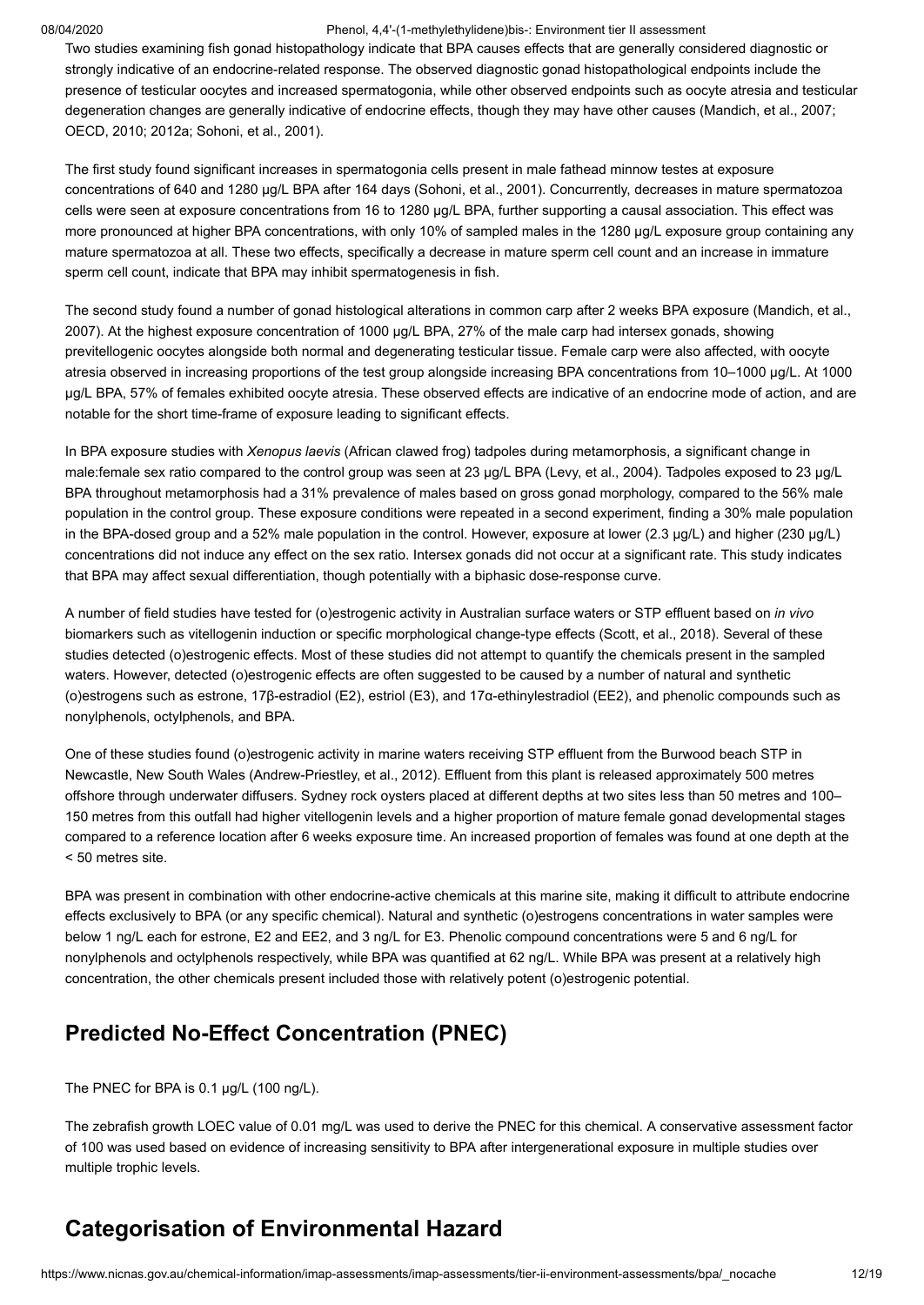Two studies examining fish gonad histopathology indicate that BPA causes effects that are generally considered diagnostic or strongly indicative of an endocrine-related response. The observed diagnostic gonad histopathological endpoints include the presence of testicular oocytes and increased spermatogonia, while other observed endpoints such as oocyte atresia and testicular degeneration changes are generally indicative of endocrine effects, though they may have other causes (Mandich, et al., 2007; OECD, 2010; 2012a; Sohoni, et al., 2001).

The first study found significant increases in spermatogonia cells present in male fathead minnow testes at exposure concentrations of 640 and 1280 µg/L BPA after 164 days (Sohoni, et al., 2001). Concurrently, decreases in mature spermatozoa cells were seen at exposure concentrations from 16 to 1280 µg/L BPA, further supporting a causal association. This effect was more pronounced at higher BPA concentrations, with only 10% of sampled males in the 1280 µg/L exposure group containing any mature spermatozoa at all. These two effects, specifically a decrease in mature sperm cell count and an increase in immature sperm cell count, indicate that BPA may inhibit spermatogenesis in fish.

The second study found a number of gonad histological alterations in common carp after 2 weeks BPA exposure (Mandich, et al., 2007). At the highest exposure concentration of 1000 µg/L BPA, 27% of the male carp had intersex gonads, showing previtellogenic oocytes alongside both normal and degenerating testicular tissue. Female carp were also affected, with oocyte atresia observed in increasing proportions of the test group alongside increasing BPA concentrations from 10–1000 µg/L. At 1000 µg/L BPA, 57% of females exhibited oocyte atresia. These observed effects are indicative of an endocrine mode of action, and are notable for the short time-frame of exposure leading to significant effects.

In BPA exposure studies with *Xenopus laevis* (African clawed frog) tadpoles during metamorphosis, a significant change in male:female sex ratio compared to the control group was seen at 23 µg/L BPA (Levy, et al., 2004). Tadpoles exposed to 23 µg/L BPA throughout metamorphosis had a 31% prevalence of males based on gross gonad morphology, compared to the 56% male population in the control group. These exposure conditions were repeated in a second experiment, finding a 30% male population in the BPA-dosed group and a 52% male population in the control. However, exposure at lower (2.3 µg/L) and higher (230 µg/L) concentrations did not induce any effect on the sex ratio. Intersex gonads did not occur at a significant rate. This study indicates that BPA may affect sexual differentiation, though potentially with a biphasic dose-response curve.

A number of field studies have tested for (o)estrogenic activity in Australian surface waters or STP effluent based on *in vivo* biomarkers such as vitellogenin induction or specific morphological change-type effects (Scott, et al., 2018). Several of these studies detected (o)estrogenic effects. Most of these studies did not attempt to quantify the chemicals present in the sampled waters. However, detected (o)estrogenic effects are often suggested to be caused by a number of natural and synthetic (o)estrogens such as estrone, 17β-estradiol (E2), estriol (E3), and 17α-ethinylestradiol (EE2), and phenolic compounds such as nonylphenols, octylphenols, and BPA.

One of these studies found (o)estrogenic activity in marine waters receiving STP effluent from the Burwood beach STP in Newcastle, New South Wales (Andrew-Priestley, et al., 2012). Effluent from this plant is released approximately 500 metres offshore through underwater diffusers. Sydney rock oysters placed at different depths at two sites less than 50 metres and 100–150 metres from this outfall had higher vitellogenin levels and a higher proportion of mature female gonad developmental stages compared to a reference location after 6 weeks exposure time. An increased proportion of females was found at one depth at the < 50 metres site.

BPA was present in combination with other endocrine-active chemicals at this marine site, making it difficult to attribute endocrine effects exclusively to BPA (or any specific chemical). Natural and synthetic (o)estrogens concentrations in water samples were below 1 ng/L each for estrone, E2 and EE2, and 3 ng/L for E3. Phenolic compound concentrations were 5 and 6 ng/L for nonylphenols and octylphenols respectively, while BPA was quantified at 62 ng/L. While BPA was present at a relatively high concentration, the other chemicals present included those with relatively potent (o)estrogenic potential.

## Predicted No-Effect Concentration (PNEC)

The PNEC for BPA is 0.1 µg/L (100 ng/L).

The zebrafish growth LOEC value of 0.01 mg/L was used to derive the PNEC for this chemical. A conservative assessment factor of 100 was used based on evidence of increasing sensitivity to BPA after intergenerational exposure in multiple studies over multiple trophic levels.

## Categorisation of Environmental Hazard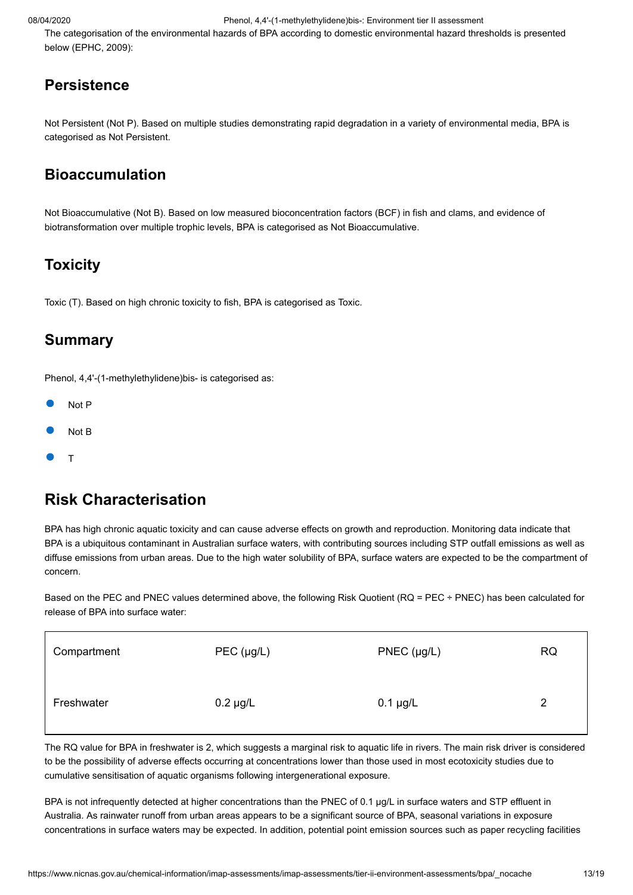The categorisation of the environmental hazards of BPA according to domestic environmental hazard thresholds is presented below (EPHC, 2009):

## Persistence

Not Persistent (Not P). Based on multiple studies demonstrating rapid degradation in a variety of environmental media, BPA is categorised as Not Persistent.

## Bioaccumulation

Not Bioaccumulative (Not B). Based on low measured bioconcentration factors (BCF) in fish and clams, and evidence of biotransformation over multiple trophic levels, BPA is categorised as Not Bioaccumulative.

## Toxicity

Toxic (T). Based on high chronic toxicity to fish, BPA is categorised as Toxic.

## Summary

Phenol, 4,4'-(1-methylethylidene)bis- is categorised as:

- Not P
- Not B
- T

## Risk Characterisation

BPA has high chronic aquatic toxicity and can cause adverse effects on growth and reproduction. Monitoring data indicate that BPA is a ubiquitous contaminant in Australian surface waters, with contributing sources including STP outfall emissions as well as diffuse emissions from urban areas. Due to the high water solubility of BPA, surface waters are expected to be the compartment of concern.

Based on the PEC and PNEC values determined above, the following Risk Quotient (RQ = PEC ÷ PNEC) has been calculated for release of BPA into surface water:

| Compartment | PEC (µg/L) | PNEC (µg/L) | RQ |
|---|---|---|---|
| Freshwater | 0.2 µg/L | 0.1 µg/L | 2 |

The RQ value for BPA in freshwater is 2, which suggests a marginal risk to aquatic life in rivers. The main risk driver is considered to be the possibility of adverse effects occurring at concentrations lower than those used in most ecotoxicity studies due to cumulative sensitisation of aquatic organisms following intergenerational exposure.

BPA is not infrequently detected at higher concentrations than the PNEC of 0.1 µg/L in surface waters and STP effluent in Australia. As rainwater runoff from urban areas appears to be a significant source of BPA, seasonal variations in exposure concentrations in surface waters may be expected. In addition, potential point emission sources such as paper recycling facilities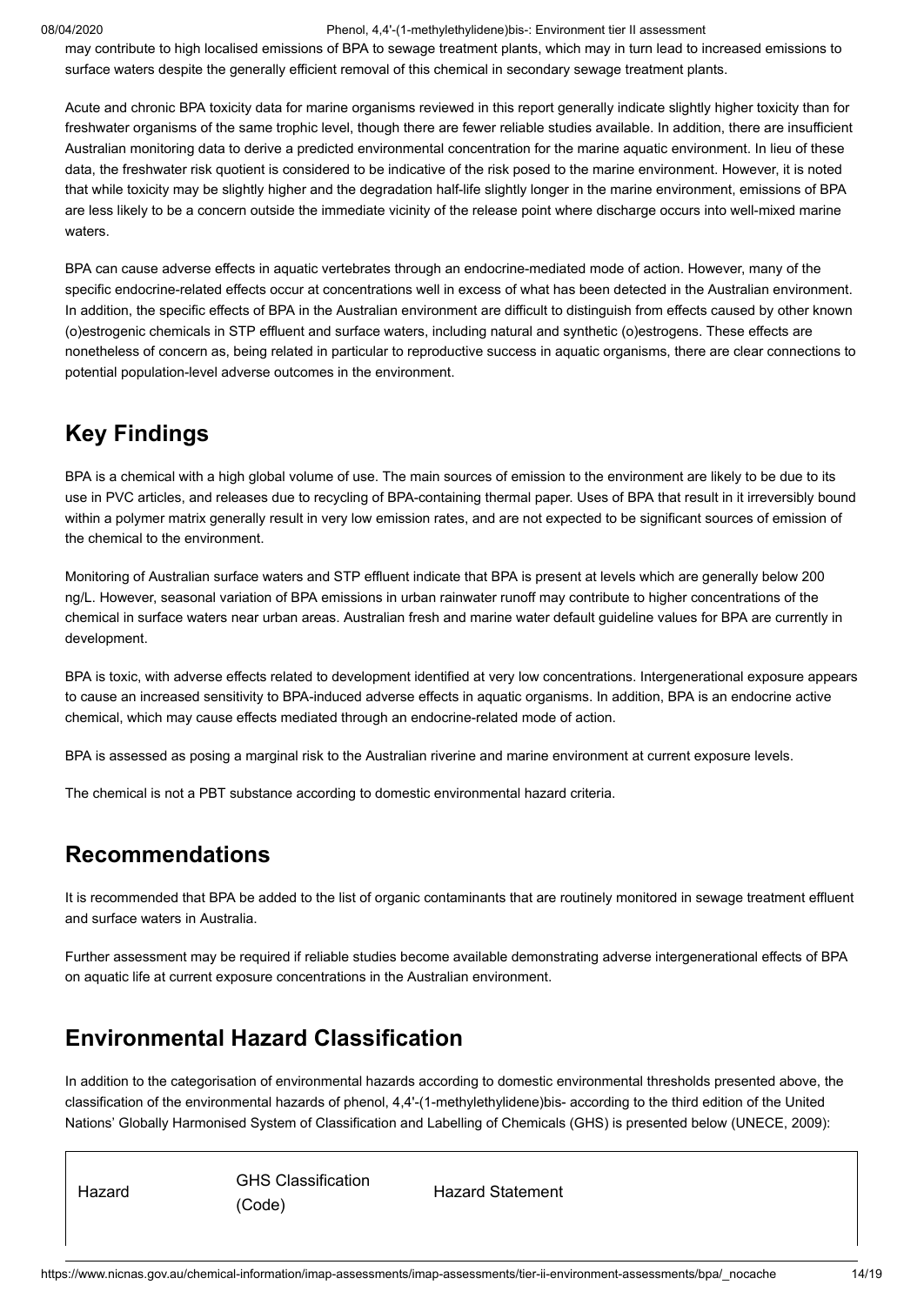may contribute to high localised emissions of BPA to sewage treatment plants, which may in turn lead to increased emissions to surface waters despite the generally efficient removal of this chemical in secondary sewage treatment plants.

Acute and chronic BPA toxicity data for marine organisms reviewed in this report generally indicate slightly higher toxicity than for freshwater organisms of the same trophic level, though there are fewer reliable studies available. In addition, there are insufficient Australian monitoring data to derive a predicted environmental concentration for the marine aquatic environment. In lieu of these data, the freshwater risk quotient is considered to be indicative of the risk posed to the marine environment. However, it is noted that while toxicity may be slightly higher and the degradation half-life slightly longer in the marine environment, emissions of BPA are less likely to be a concern outside the immediate vicinity of the release point where discharge occurs into well-mixed marine waters.

BPA can cause adverse effects in aquatic vertebrates through an endocrine-mediated mode of action. However, many of the specific endocrine-related effects occur at concentrations well in excess of what has been detected in the Australian environment. In addition, the specific effects of BPA in the Australian environment are difficult to distinguish from effects caused by other known (o)estrogenic chemicals in STP effluent and surface waters, including natural and synthetic (o)estrogens. These effects are nonetheless of concern as, being related in particular to reproductive success in aquatic organisms, there are clear connections to potential population-level adverse outcomes in the environment.

## Key Findings

BPA is a chemical with a high global volume of use. The main sources of emission to the environment are likely to be due to its use in PVC articles, and releases due to recycling of BPA-containing thermal paper. Uses of BPA that result in it irreversibly bound within a polymer matrix generally result in very low emission rates, and are not expected to be significant sources of emission of the chemical to the environment.

Monitoring of Australian surface waters and STP effluent indicate that BPA is present at levels which are generally below 200 ng/L. However, seasonal variation of BPA emissions in urban rainwater runoff may contribute to higher concentrations of the chemical in surface waters near urban areas. Australian fresh and marine water default guideline values for BPA are currently in development.

BPA is toxic, with adverse effects related to development identified at very low concentrations. Intergenerational exposure appears to cause an increased sensitivity to BPA-induced adverse effects in aquatic organisms. In addition, BPA is an endocrine active chemical, which may cause effects mediated through an endocrine-related mode of action.

BPA is assessed as posing a marginal risk to the Australian riverine and marine environment at current exposure levels.

The chemical is not a PBT substance according to domestic environmental hazard criteria.

## Recommendations

It is recommended that BPA be added to the list of organic contaminants that are routinely monitored in sewage treatment effluent and surface waters in Australia.

Further assessment may be required if reliable studies become available demonstrating adverse intergenerational effects of BPA on aquatic life at current exposure concentrations in the Australian environment.

## Environmental Hazard Classification

In addition to the categorisation of environmental hazards according to domestic environmental thresholds presented above, the classification of the environmental hazards of phenol, 4,4'-(1-methylethylidene)bis- according to the third edition of the United Nations' Globally Harmonised System of Classification and Labelling of Chemicals (GHS) is presented below (UNECE, 2009):

| Hazard | GHS Classification (Code) | Hazard Statement |
|---|---|---|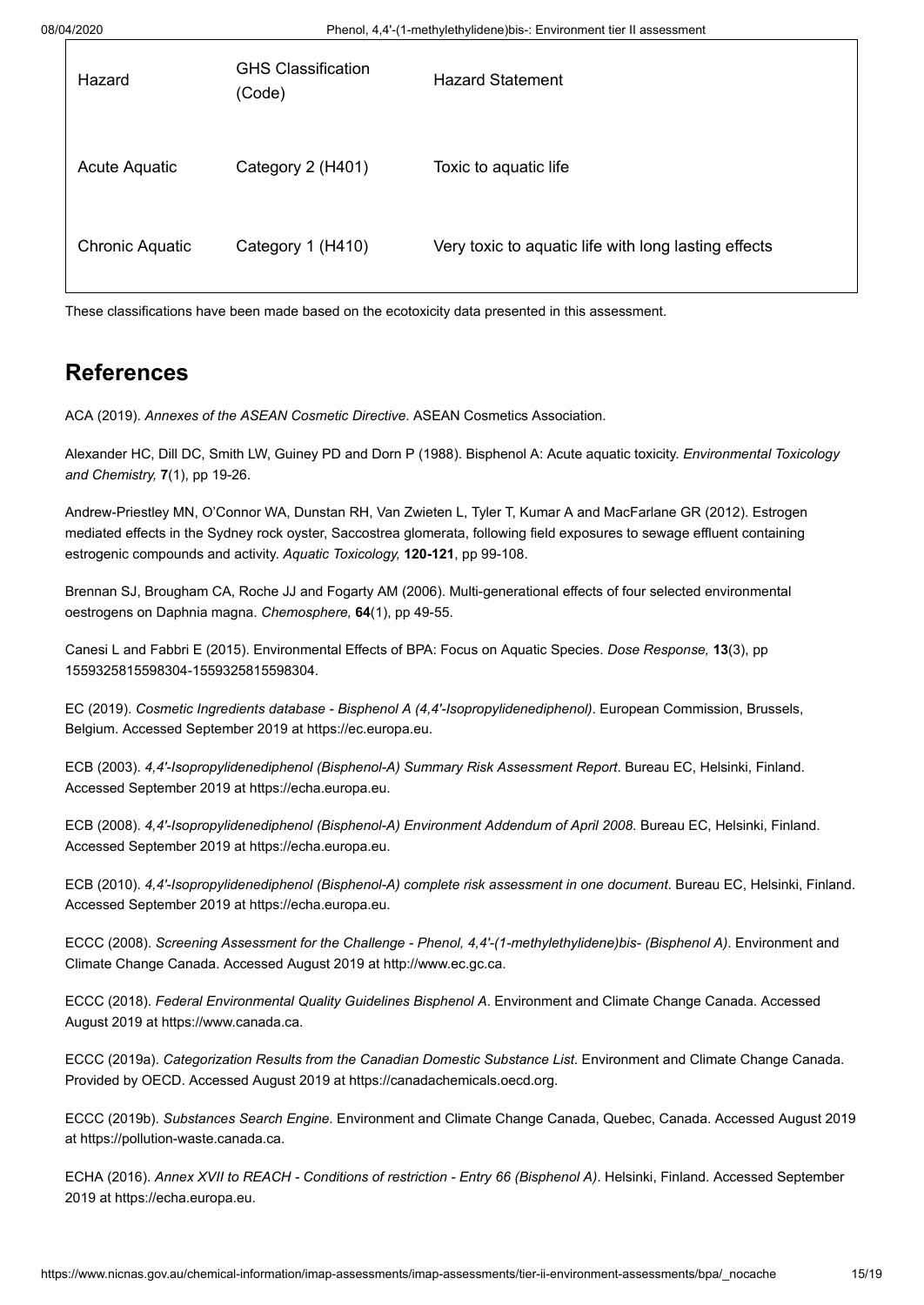| Hazard | GHS Classification (Code) | Hazard Statement |
|---|---|---|
| Acute Aquatic | Category 2 (H401) | Toxic to aquatic life |
| Chronic Aquatic | Category 1 (H410) | Very toxic to aquatic life with long lasting effects |

These classifications have been made based on the ecotoxicity data presented in this assessment.

## References

ACA (2019). *Annexes of the ASEAN Cosmetic Directive*. ASEAN Cosmetics Association.

Alexander HC, Dill DC, Smith LW, Guiney PD and Dorn P (1988). Bisphenol A: Acute aquatic toxicity. *Environmental Toxicology and Chemistry,* **7**(1), pp 19-26.

Andrew-Priestley MN, O'Connor WA, Dunstan RH, Van Zwieten L, Tyler T, Kumar A and MacFarlane GR (2012). Estrogen mediated effects in the Sydney rock oyster, Saccostrea glomerata, following field exposures to sewage effluent containing estrogenic compounds and activity. *Aquatic Toxicology,* **120-121**, pp 99-108.

Brennan SJ, Brougham CA, Roche JJ and Fogarty AM (2006). Multi-generational effects of four selected environmental oestrogens on Daphnia magna. *Chemosphere,* **64**(1), pp 49-55.

Canesi L and Fabbri E (2015). Environmental Effects of BPA: Focus on Aquatic Species. *Dose Response,* **13**(3), pp 1559325815598304-1559325815598304.

EC (2019). *Cosmetic Ingredients database - Bisphenol A (4,4'-Isopropylidenediphenol)*. European Commission, Brussels, Belgium. Accessed September 2019 at https://ec.europa.eu.

ECB (2003). *4,4'-Isopropylidenediphenol (Bisphenol-A) Summary Risk Assessment Report*. Bureau EC, Helsinki, Finland. Accessed September 2019 at https://echa.europa.eu.

ECB (2008). *4,4'-Isopropylidenediphenol (Bisphenol-A) Environment Addendum of April 2008*. Bureau EC, Helsinki, Finland. Accessed September 2019 at https://echa.europa.eu.

ECB (2010). *4,4'-Isopropylidenediphenol (Bisphenol-A) complete risk assessment in one document*. Bureau EC, Helsinki, Finland. Accessed September 2019 at https://echa.europa.eu.

ECCC (2008). *Screening Assessment for the Challenge - Phenol, 4,4'-(1-methylethylidene)bis- (Bisphenol A)*. Environment and Climate Change Canada. Accessed August 2019 at http://www.ec.gc.ca.

ECCC (2018). *Federal Environmental Quality Guidelines Bisphenol A*. Environment and Climate Change Canada. Accessed August 2019 at https://www.canada.ca.

ECCC (2019a). *Categorization Results from the Canadian Domestic Substance List*. Environment and Climate Change Canada. Provided by OECD. Accessed August 2019 at https://canadachemicals.oecd.org.

ECCC (2019b). *Substances Search Engine*. Environment and Climate Change Canada, Quebec, Canada. Accessed August 2019 at https://pollution-waste.canada.ca.

ECHA (2016). *Annex XVII to REACH - Conditions of restriction - Entry 66 (Bisphenol A)*. Helsinki, Finland. Accessed September 2019 at https://echa.europa.eu.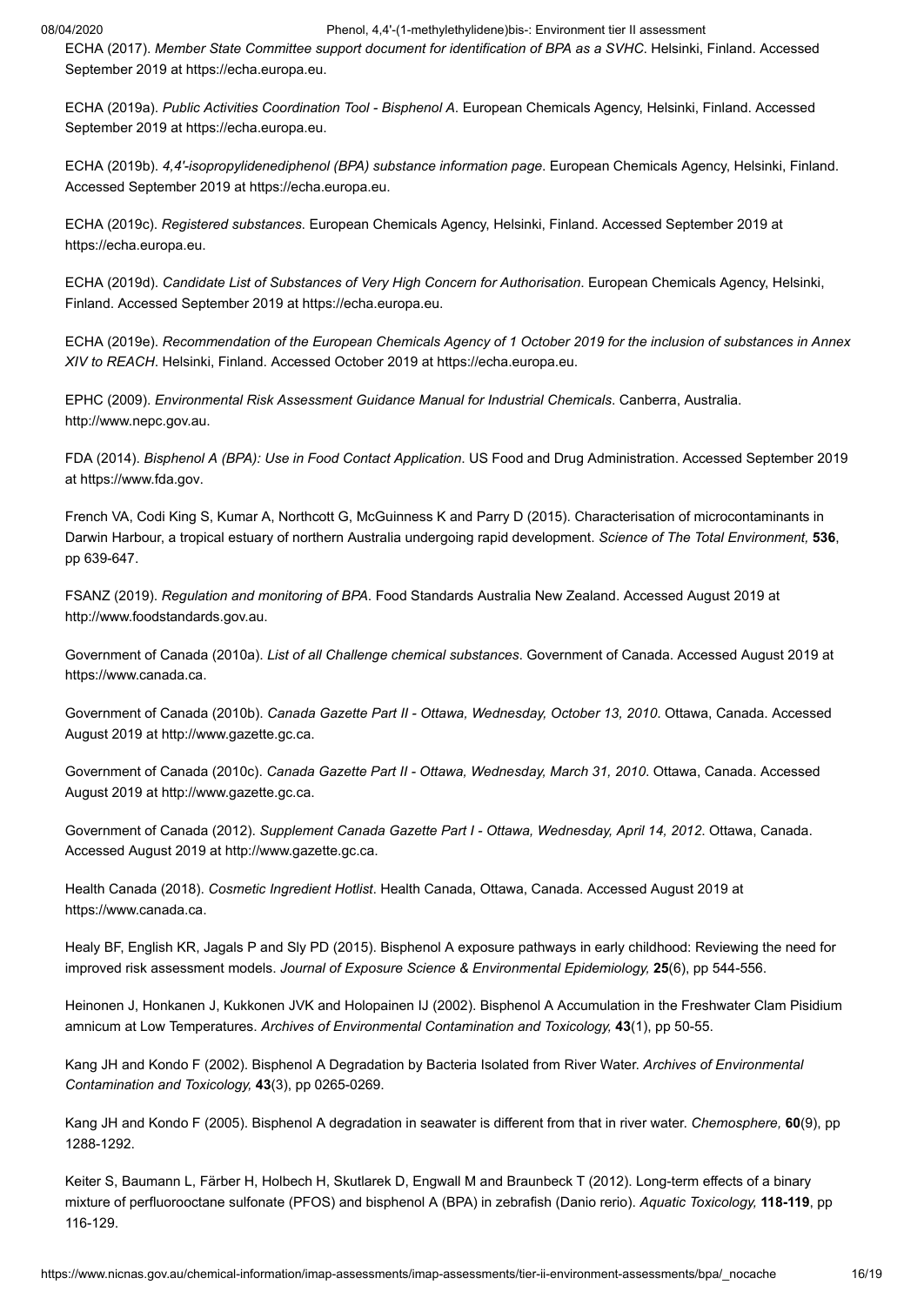ECHA (2017). *Member State Committee support document for identification of BPA as a SVHC*. Helsinki, Finland. Accessed September 2019 at https://echa.europa.eu.

ECHA (2019a). *Public Activities Coordination Tool - Bisphenol A*. European Chemicals Agency, Helsinki, Finland. Accessed September 2019 at https://echa.europa.eu.

ECHA (2019b). *4,4'-isopropylidenediphenol (BPA) substance information page*. European Chemicals Agency, Helsinki, Finland. Accessed September 2019 at https://echa.europa.eu.

ECHA (2019c). *Registered substances*. European Chemicals Agency, Helsinki, Finland. Accessed September 2019 at https://echa.europa.eu.

ECHA (2019d). *Candidate List of Substances of Very High Concern for Authorisation*. European Chemicals Agency, Helsinki, Finland. Accessed September 2019 at https://echa.europa.eu.

ECHA (2019e). *Recommendation of the European Chemicals Agency of 1 October 2019 for the inclusion of substances in Annex XIV to REACH*. Helsinki, Finland. Accessed October 2019 at https://echa.europa.eu.

EPHC (2009). *Environmental Risk Assessment Guidance Manual for Industrial Chemicals*. Canberra, Australia. http://www.nepc.gov.au.

FDA (2014). *Bisphenol A (BPA): Use in Food Contact Application*. US Food and Drug Administration. Accessed September 2019 at https://www.fda.gov.

French VA, Codi King S, Kumar A, Northcott G, McGuinness K and Parry D (2015). Characterisation of microcontaminants in Darwin Harbour, a tropical estuary of northern Australia undergoing rapid development. *Science of The Total Environment,* **536**, pp 639-647.

FSANZ (2019). *Regulation and monitoring of BPA*. Food Standards Australia New Zealand. Accessed August 2019 at http://www.foodstandards.gov.au.

Government of Canada (2010a). *List of all Challenge chemical substances*. Government of Canada. Accessed August 2019 at https://www.canada.ca.

Government of Canada (2010b). *Canada Gazette Part II - Ottawa, Wednesday, October 13, 2010*. Ottawa, Canada. Accessed August 2019 at http://www.gazette.gc.ca.

Government of Canada (2010c). *Canada Gazette Part II - Ottawa, Wednesday, March 31, 2010*. Ottawa, Canada. Accessed August 2019 at http://www.gazette.gc.ca.

Government of Canada (2012). *Supplement Canada Gazette Part I - Ottawa, Wednesday, April 14, 2012*. Ottawa, Canada. Accessed August 2019 at http://www.gazette.gc.ca.

Health Canada (2018). *Cosmetic Ingredient Hotlist*. Health Canada, Ottawa, Canada. Accessed August 2019 at https://www.canada.ca.

Healy BF, English KR, Jagals P and Sly PD (2015). Bisphenol A exposure pathways in early childhood: Reviewing the need for improved risk assessment models. *Journal of Exposure Science & Environmental Epidemiology,* **25**(6), pp 544-556.

Heinonen J, Honkanen J, Kukkonen JVK and Holopainen IJ (2002). Bisphenol A Accumulation in the Freshwater Clam Pisidium amnicum at Low Temperatures. *Archives of Environmental Contamination and Toxicology,* **43**(1), pp 50-55.

Kang JH and Kondo F (2002). Bisphenol A Degradation by Bacteria Isolated from River Water. *Archives of Environmental Contamination and Toxicology,* **43**(3), pp 0265-0269.

Kang JH and Kondo F (2005). Bisphenol A degradation in seawater is different from that in river water. *Chemosphere,* **60**(9), pp 1288-1292.

Keiter S, Baumann L, Färber H, Holbech H, Skutlarek D, Engwall M and Braunbeck T (2012). Long-term effects of a binary mixture of perfluorooctane sulfonate (PFOS) and bisphenol A (BPA) in zebrafish (Danio rerio). *Aquatic Toxicology,* **118-119**, pp 116-129.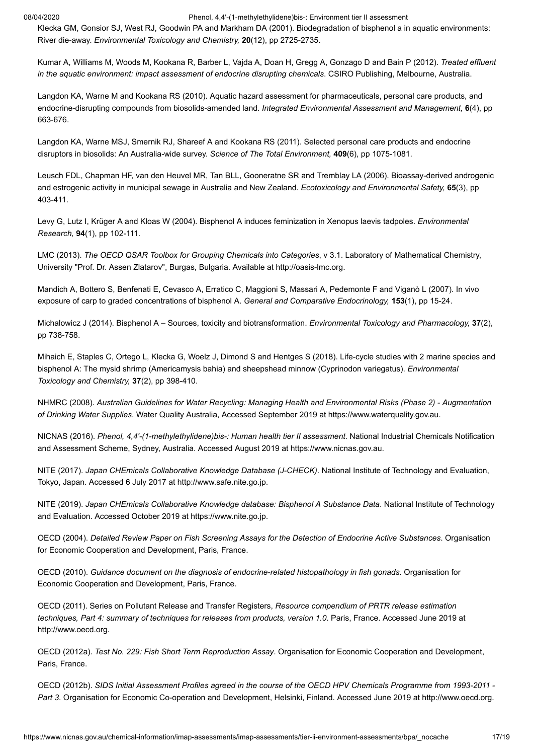Klecka GM, Gonsior SJ, West RJ, Goodwin PA and Markham DA (2001). Biodegradation of bisphenol a in aquatic environments: River die-away. *Environmental Toxicology and Chemistry,* **20**(12), pp 2725-2735.

Kumar A, Williams M, Woods M, Kookana R, Barber L, Vajda A, Doan H, Gregg A, Gonzago D and Bain P (2012). *Treated effluent in the aquatic environment: impact assessment of endocrine disrupting chemicals*. CSIRO Publishing, Melbourne, Australia.

Langdon KA, Warne M and Kookana RS (2010). Aquatic hazard assessment for pharmaceuticals, personal care products, and endocrine-disrupting compounds from biosolids-amended land. *Integrated Environmental Assessment and Management,* **6**(4), pp 663-676.

Langdon KA, Warne MSJ, Smernik RJ, Shareef A and Kookana RS (2011). Selected personal care products and endocrine disruptors in biosolids: An Australia-wide survey. *Science of The Total Environment,* **409**(6), pp 1075-1081.

Leusch FDL, Chapman HF, van den Heuvel MR, Tan BLL, Gooneratne SR and Tremblay LA (2006). Bioassay-derived androgenic and estrogenic activity in municipal sewage in Australia and New Zealand. *Ecotoxicology and Environmental Safety,* **65**(3), pp 403-411.

Levy G, Lutz I, Krüger A and Kloas W (2004). Bisphenol A induces feminization in Xenopus laevis tadpoles. *Environmental Research,* **94**(1), pp 102-111.

LMC (2013). *The OECD QSAR Toolbox for Grouping Chemicals into Categories*, v 3.1. Laboratory of Mathematical Chemistry, University "Prof. Dr. Assen Zlatarov", Burgas, Bulgaria. Available at http://oasis-lmc.org.

Mandich A, Bottero S, Benfenati E, Cevasco A, Erratico C, Maggioni S, Massari A, Pedemonte F and Viganò L (2007). In vivo exposure of carp to graded concentrations of bisphenol A. *General and Comparative Endocrinology,* **153**(1), pp 15-24.

Michalowicz J (2014). Bisphenol A – Sources, toxicity and biotransformation. *Environmental Toxicology and Pharmacology,* **37**(2), pp 738-758.

Mihaich E, Staples C, Ortego L, Klecka G, Woelz J, Dimond S and Hentges S (2018). Life-cycle studies with 2 marine species and bisphenol A: The mysid shrimp (Americamysis bahia) and sheepshead minnow (Cyprinodon variegatus). *Environmental Toxicology and Chemistry,* **37**(2), pp 398-410.

NHMRC (2008). *Australian Guidelines for Water Recycling: Managing Health and Environmental Risks (Phase 2) - Augmentation of Drinking Water Supplies*. Water Quality Australia, Accessed September 2019 at https://www.waterquality.gov.au.

NICNAS (2016). *Phenol, 4,4'-(1-methylethylidene)bis-: Human health tier II assessment*. National Industrial Chemicals Notification and Assessment Scheme, Sydney, Australia. Accessed August 2019 at https://www.nicnas.gov.au.

NITE (2017). *Japan CHEmicals Collaborative Knowledge Database (J-CHECK)*. National Institute of Technology and Evaluation, Tokyo, Japan. Accessed 6 July 2017 at http://www.safe.nite.go.jp.

NITE (2019). *Japan CHEmicals Collaborative Knowledge database: Bisphenol A Substance Data*. National Institute of Technology and Evaluation. Accessed October 2019 at https://www.nite.go.jp.

OECD (2004). *Detailed Review Paper on Fish Screening Assays for the Detection of Endocrine Active Substances*. Organisation for Economic Cooperation and Development, Paris, France.

OECD (2010). *Guidance document on the diagnosis of endocrine-related histopathology in fish gonads*. Organisation for Economic Cooperation and Development, Paris, France.

OECD (2011). Series on Pollutant Release and Transfer Registers, *Resource compendium of PRTR release estimation techniques, Part 4: summary of techniques for releases from products, version 1.0*. Paris, France. Accessed June 2019 at http://www.oecd.org.

OECD (2012a). *Test No. 229: Fish Short Term Reproduction Assay*. Organisation for Economic Cooperation and Development, Paris, France.

OECD (2012b). *SIDS Initial Assessment Profiles agreed in the course of the OECD HPV Chemicals Programme from 1993-2011 - Part 3.* Organisation for Economic Co-operation and Development, Helsinki, Finland. Accessed June 2019 at http://www.oecd.org.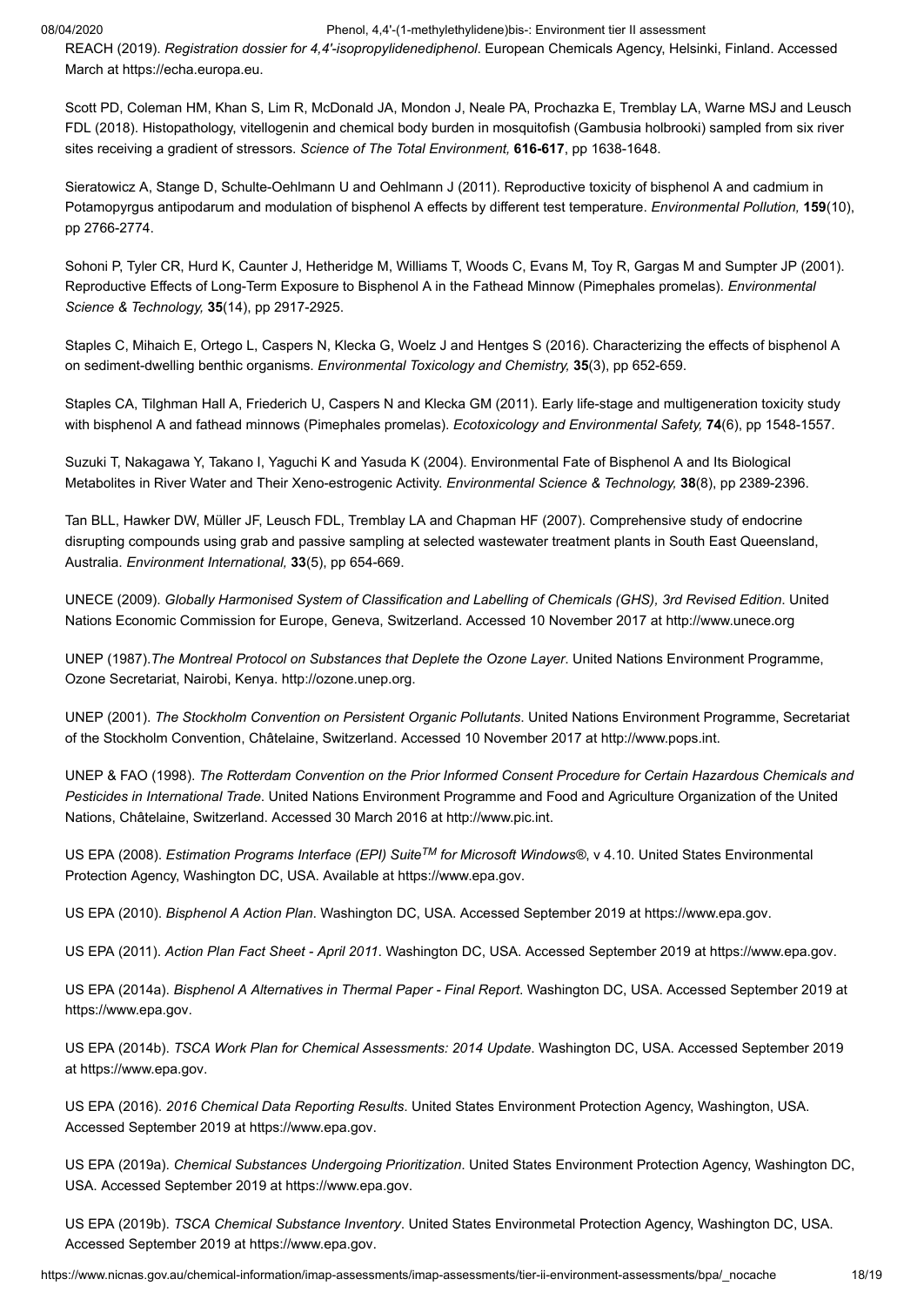REACH (2019). *Registration dossier for 4,4'-isopropylidenediphenol*. European Chemicals Agency, Helsinki, Finland. Accessed March at https://echa.europa.eu.

Scott PD, Coleman HM, Khan S, Lim R, McDonald JA, Mondon J, Neale PA, Prochazka E, Tremblay LA, Warne MSJ and Leusch FDL (2018). Histopathology, vitellogenin and chemical body burden in mosquitofish (Gambusia holbrooki) sampled from six river sites receiving a gradient of stressors. *Science of The Total Environment,* **616-617**, pp 1638-1648.

Sieratowicz A, Stange D, Schulte-Oehlmann U and Oehlmann J (2011). Reproductive toxicity of bisphenol A and cadmium in Potamopyrgus antipodarum and modulation of bisphenol A effects by different test temperature. *Environmental Pollution,* **159**(10), pp 2766-2774.

Sohoni P, Tyler CR, Hurd K, Caunter J, Hetheridge M, Williams T, Woods C, Evans M, Toy R, Gargas M and Sumpter JP (2001). Reproductive Effects of Long-Term Exposure to Bisphenol A in the Fathead Minnow (Pimephales promelas). *Environmental Science & Technology,* **35**(14), pp 2917-2925.

Staples C, Mihaich E, Ortego L, Caspers N, Klecka G, Woelz J and Hentges S (2016). Characterizing the effects of bisphenol A on sediment-dwelling benthic organisms. *Environmental Toxicology and Chemistry,* **35**(3), pp 652-659.

Staples CA, Tilghman Hall A, Friederich U, Caspers N and Klecka GM (2011). Early life-stage and multigeneration toxicity study with bisphenol A and fathead minnows (Pimephales promelas). *Ecotoxicology and Environmental Safety,* **74**(6), pp 1548-1557.

Suzuki T, Nakagawa Y, Takano I, Yaguchi K and Yasuda K (2004). Environmental Fate of Bisphenol A and Its Biological Metabolites in River Water and Their Xeno-estrogenic Activity. *Environmental Science & Technology,* **38**(8), pp 2389-2396.

Tan BLL, Hawker DW, Müller JF, Leusch FDL, Tremblay LA and Chapman HF (2007). Comprehensive study of endocrine disrupting compounds using grab and passive sampling at selected wastewater treatment plants in South East Queensland, Australia. *Environment International,* **33**(5), pp 654-669.

UNECE (2009). *Globally Harmonised System of Classification and Labelling of Chemicals (GHS), 3rd Revised Edition*. United Nations Economic Commission for Europe, Geneva, Switzerland. Accessed 10 November 2017 at http://www.unece.org

UNEP (1987).*The Montreal Protocol on Substances that Deplete the Ozone Layer*. United Nations Environment Programme, Ozone Secretariat, Nairobi, Kenya. http://ozone.unep.org.

UNEP (2001). *The Stockholm Convention on Persistent Organic Pollutants*. United Nations Environment Programme, Secretariat of the Stockholm Convention, Châtelaine, Switzerland. Accessed 10 November 2017 at http://www.pops.int.

UNEP & FAO (1998). *The Rotterdam Convention on the Prior Informed Consent Procedure for Certain Hazardous Chemicals and Pesticides in International Trade*. United Nations Environment Programme and Food and Agriculture Organization of the United Nations, Châtelaine, Switzerland. Accessed 30 March 2016 at http://www.pic.int.

US EPA (2008). *Estimation Programs Interface (EPI) Suite$^{TM}$ for Microsoft Windows®*, v 4.10. United States Environmental Protection Agency, Washington DC, USA. Available at https://www.epa.gov.

US EPA (2010). *Bisphenol A Action Plan*. Washington DC, USA. Accessed September 2019 at https://www.epa.gov.

US EPA (2011). *Action Plan Fact Sheet - April 2011*. Washington DC, USA. Accessed September 2019 at https://www.epa.gov.

US EPA (2014a). *Bisphenol A Alternatives in Thermal Paper - Final Report*. Washington DC, USA. Accessed September 2019 at https://www.epa.gov.

US EPA (2014b). *TSCA Work Plan for Chemical Assessments: 2014 Update*. Washington DC, USA. Accessed September 2019 at https://www.epa.gov.

US EPA (2016). *2016 Chemical Data Reporting Results*. United States Environment Protection Agency, Washington, USA. Accessed September 2019 at https://www.epa.gov.

US EPA (2019a). *Chemical Substances Undergoing Prioritization*. United States Environment Protection Agency, Washington DC, USA. Accessed September 2019 at https://www.epa.gov.

US EPA (2019b). *TSCA Chemical Substance Inventory*. United States Environmetal Protection Agency, Washington DC, USA. Accessed September 2019 at https://www.epa.gov.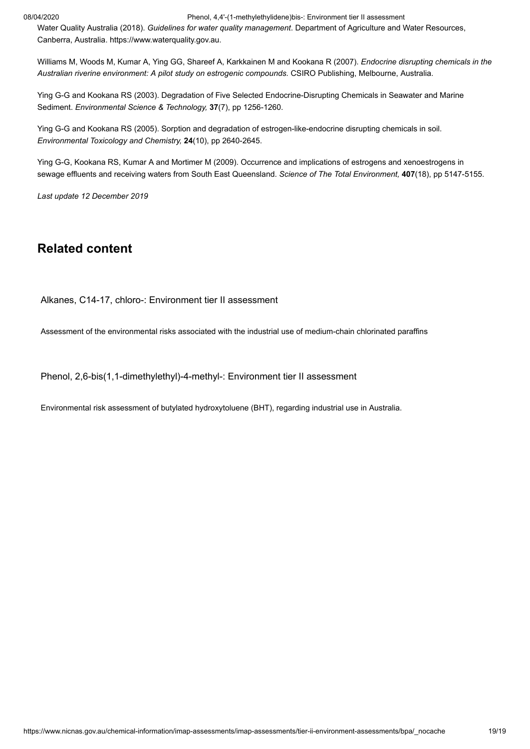Water Quality Australia (2018). *Guidelines for water quality management*. Department of Agriculture and Water Resources, Canberra, Australia. https://www.waterquality.gov.au.

Williams M, Woods M, Kumar A, Ying GG, Shareef A, Karkkainen M and Kookana R (2007). *Endocrine disrupting chemicals in the Australian riverine environment: A pilot study on estrogenic compounds.* CSIRO Publishing, Melbourne, Australia.

Ying G-G and Kookana RS (2003). Degradation of Five Selected Endocrine-Disrupting Chemicals in Seawater and Marine Sediment. *Environmental Science & Technology,* **37**(7), pp 1256-1260.

Ying G-G and Kookana RS (2005). Sorption and degradation of estrogen-like-endocrine disrupting chemicals in soil. *Environmental Toxicology and Chemistry,* **24**(10), pp 2640-2645.

Ying G-G, Kookana RS, Kumar A and Mortimer M (2009). Occurrence and implications of estrogens and xenoestrogens in sewage effluents and receiving waters from South East Queensland. *Science of The Total Environment,* **407**(18), pp 5147-5155.

*Last update 12 December 2019*

## Related content

Alkanes, C14-17, chloro-: Environment tier II assessment

Assessment of the environmental risks associated with the industrial use of medium-chain chlorinated paraffins

Phenol, 2,6-bis(1,1-dimethylethyl)-4-methyl-: Environment tier II assessment

Environmental risk assessment of butylated hydroxytoluene (BHT), regarding industrial use in Australia.